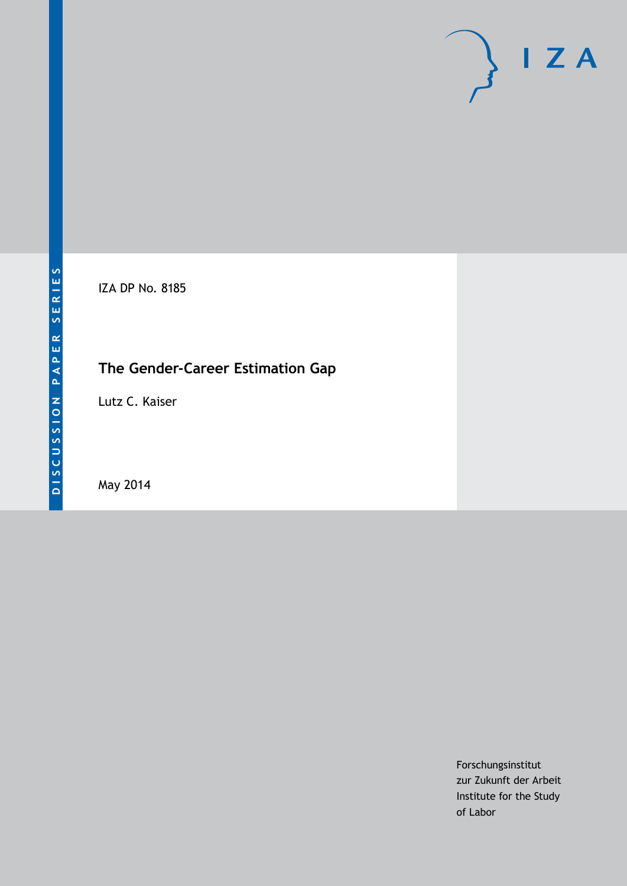DISCUSSION PAPER SERIES

IZA DP No. 8185

# The Gender-Career Estimation Gap

Lutz C. Kaiser

May 2014

Forschungsinstitut
zur Zukunft der Arbeit
Institute for the Study
of Labor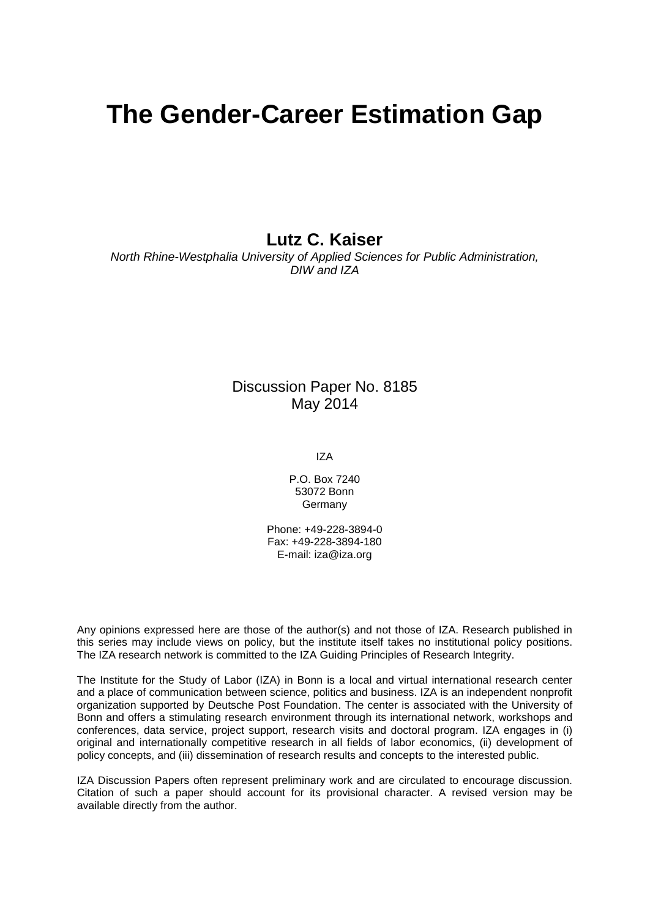# The Gender-Career Estimation Gap

**Lutz C. Kaiser**

*North Rhine-Westphalia University of Applied Sciences for Public Administration, DIW and IZA*

Discussion Paper No. 8185
May 2014

IZA

P.O. Box 7240
53072 Bonn
Germany

Phone: +49-228-3894-0
Fax: +49-228-3894-180
E-mail: iza@iza.org

Any opinions expressed here are those of the author(s) and not those of IZA. Research published in this series may include views on policy, but the institute itself takes no institutional policy positions. The IZA research network is committed to the IZA Guiding Principles of Research Integrity.

The Institute for the Study of Labor (IZA) in Bonn is a local and virtual international research center and a place of communication between science, politics and business. IZA is an independent nonprofit organization supported by Deutsche Post Foundation. The center is associated with the University of Bonn and offers a stimulating research environment through its international network, workshops and conferences, data service, project support, research visits and doctoral program. IZA engages in (i) original and internationally competitive research in all fields of labor economics, (ii) development of policy concepts, and (iii) dissemination of research results and concepts to the interested public.

IZA Discussion Papers often represent preliminary work and are circulated to encourage discussion. Citation of such a paper should account for its provisional character. A revised version may be available directly from the author.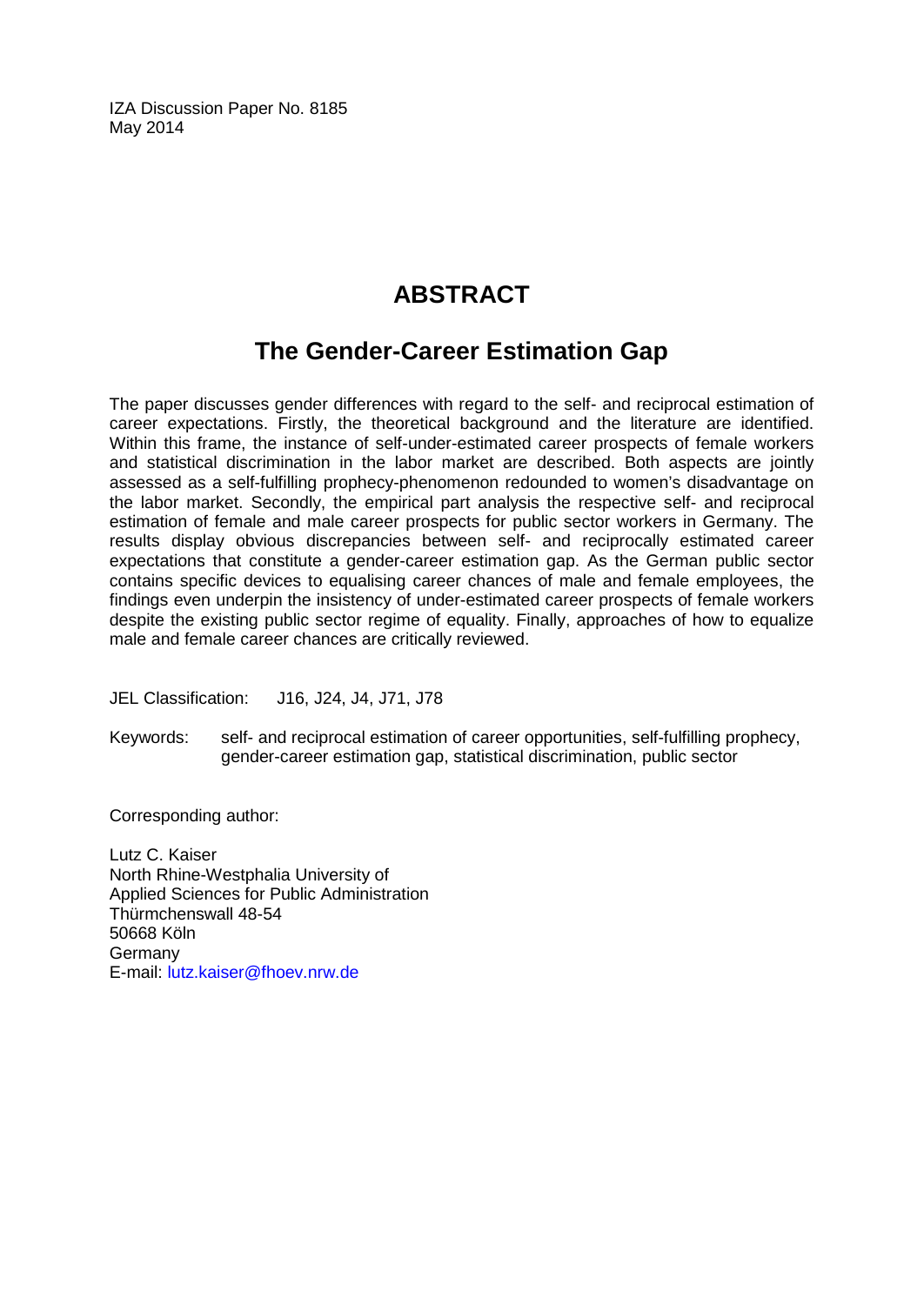IZA Discussion Paper No. 8185
May 2014

# ABSTRACT

## The Gender-Career Estimation Gap

The paper discusses gender differences with regard to the self- and reciprocal estimation of career expectations. Firstly, the theoretical background and the literature are identified. Within this frame, the instance of self-under-estimated career prospects of female workers and statistical discrimination in the labor market are described. Both aspects are jointly assessed as a self-fulfilling prophecy-phenomenon redounded to women's disadvantage on the labor market. Secondly, the empirical part analysis the respective self- and reciprocal estimation of female and male career prospects for public sector workers in Germany. The results display obvious discrepancies between self- and reciprocally estimated career expectations that constitute a gender-career estimation gap. As the German public sector contains specific devices to equalising career chances of male and female employees, the findings even underpin the insistency of under-estimated career prospects of female workers despite the existing public sector regime of equality. Finally, approaches of how to equalize male and female career chances are critically reviewed.

JEL Classification: J16, J24, J4, J71, J78

Keywords: self- and reciprocal estimation of career opportunities, self-fulfilling prophecy, gender-career estimation gap, statistical discrimination, public sector

Corresponding author:

Lutz C. Kaiser
North Rhine-Westphalia University of
Applied Sciences for Public Administration
Thürmchenswall 48-54
50668 Köln
Germany
E-mail: lutz.kaiser@fhoev.nrw.de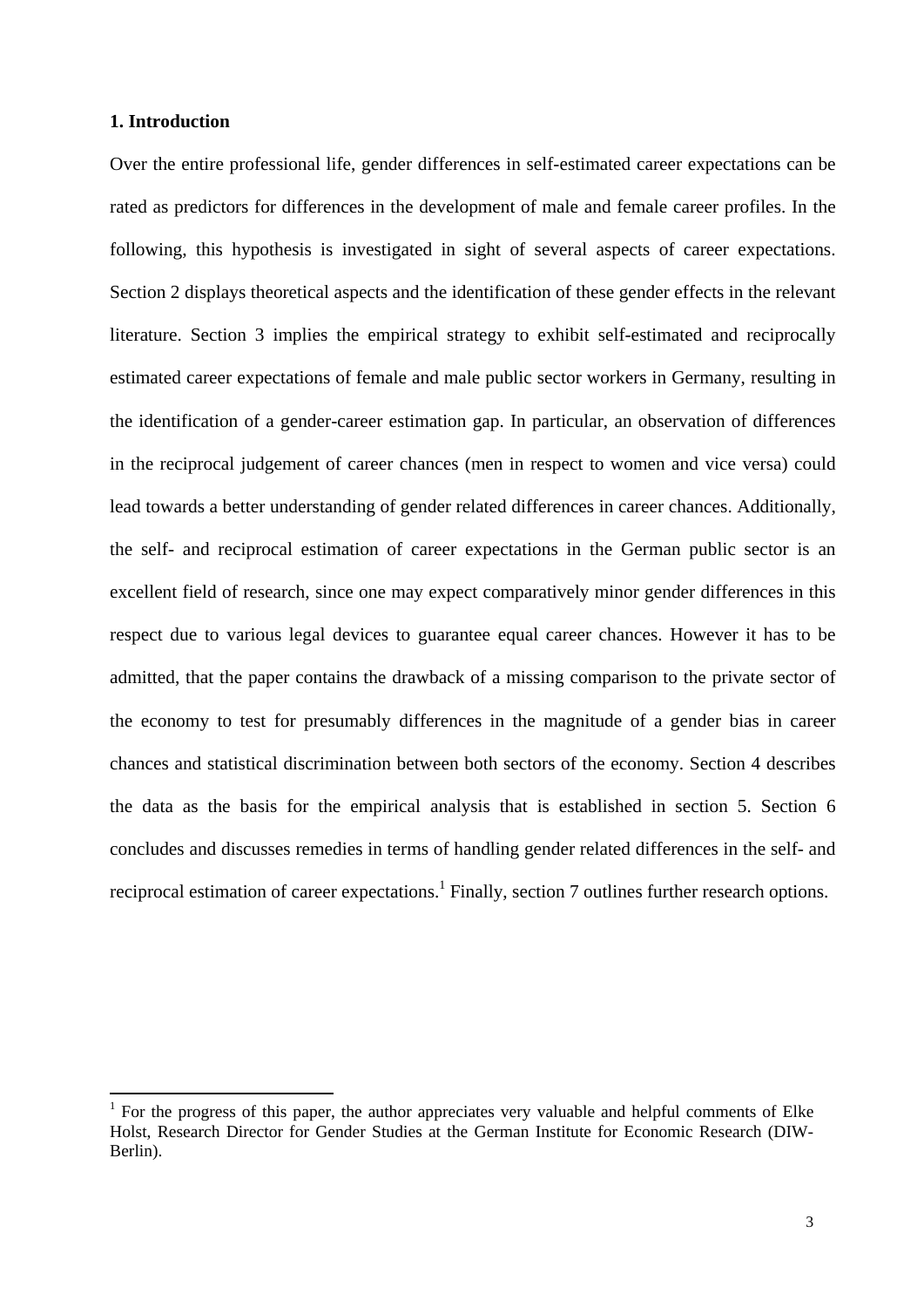## 1. Introduction

Over the entire professional life, gender differences in self-estimated career expectations can be rated as predictors for differences in the development of male and female career profiles. In the following, this hypothesis is investigated in sight of several aspects of career expectations. Section 2 displays theoretical aspects and the identification of these gender effects in the relevant literature. Section 3 implies the empirical strategy to exhibit self-estimated and reciprocally estimated career expectations of female and male public sector workers in Germany, resulting in the identification of a gender-career estimation gap. In particular, an observation of differences in the reciprocal judgement of career chances (men in respect to women and vice versa) could lead towards a better understanding of gender related differences in career chances. Additionally, the self- and reciprocal estimation of career expectations in the German public sector is an excellent field of research, since one may expect comparatively minor gender differences in this respect due to various legal devices to guarantee equal career chances. However it has to be admitted, that the paper contains the drawback of a missing comparison to the private sector of the economy to test for presumably differences in the magnitude of a gender bias in career chances and statistical discrimination between both sectors of the economy. Section 4 describes the data as the basis for the empirical analysis that is established in section 5. Section 6 concludes and discusses remedies in terms of handling gender related differences in the self- and reciprocal estimation of career expectations.[1] Finally, section 7 outlines further research options.

---

[1] For the progress of this paper, the author appreciates very valuable and helpful comments of Elke Holst, Research Director for Gender Studies at the German Institute for Economic Research (DIW-Berlin).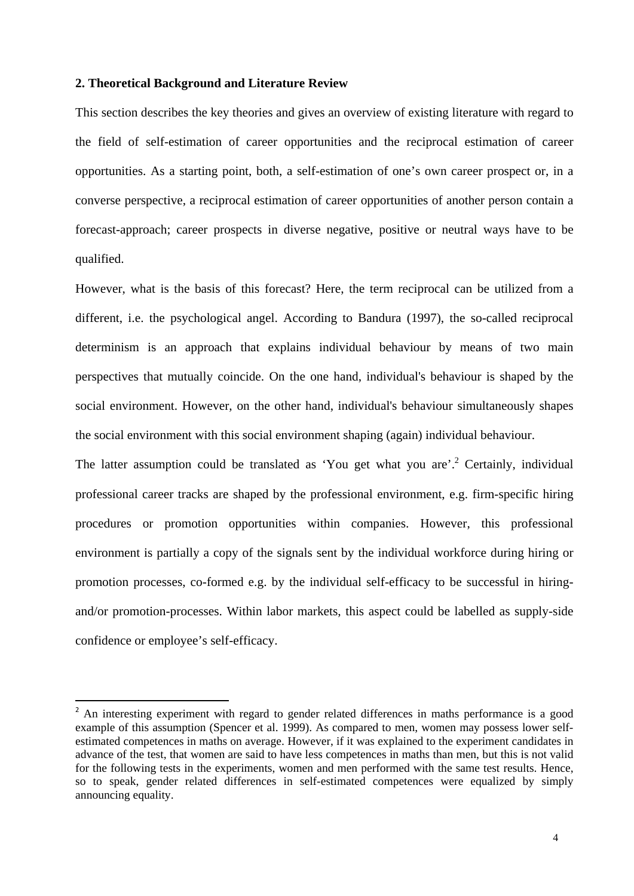## 2. Theoretical Background and Literature Review

This section describes the key theories and gives an overview of existing literature with regard to the field of self-estimation of career opportunities and the reciprocal estimation of career opportunities. As a starting point, both, a self-estimation of one's own career prospect or, in a converse perspective, a reciprocal estimation of career opportunities of another person contain a forecast-approach; career prospects in diverse negative, positive or neutral ways have to be qualified.

However, what is the basis of this forecast? Here, the term reciprocal can be utilized from a different, i.e. the psychological angel. According to Bandura (1997), the so-called reciprocal determinism is an approach that explains individual behaviour by means of two main perspectives that mutually coincide. On the one hand, individual's behaviour is shaped by the social environment. However, on the other hand, individual's behaviour simultaneously shapes the social environment with this social environment shaping (again) individual behaviour.

The latter assumption could be translated as 'You get what you are'.[2] Certainly, individual professional career tracks are shaped by the professional environment, e.g. firm-specific hiring procedures or promotion opportunities within companies. However, this professional environment is partially a copy of the signals sent by the individual workforce during hiring or promotion processes, co-formed e.g. by the individual self-efficacy to be successful in hiring- and/or promotion-processes. Within labor markets, this aspect could be labelled as supply-side confidence or employee's self-efficacy.

[2] An interesting experiment with regard to gender related differences in maths performance is a good example of this assumption (Spencer et al. 1999). As compared to men, women may possess lower self-estimated competences in maths on average. However, if it was explained to the experiment candidates in advance of the test, that women are said to have less competences in maths than men, but this is not valid for the following tests in the experiments, women and men performed with the same test results. Hence, so to speak, gender related differences in self-estimated competences were equalized by simply announcing equality.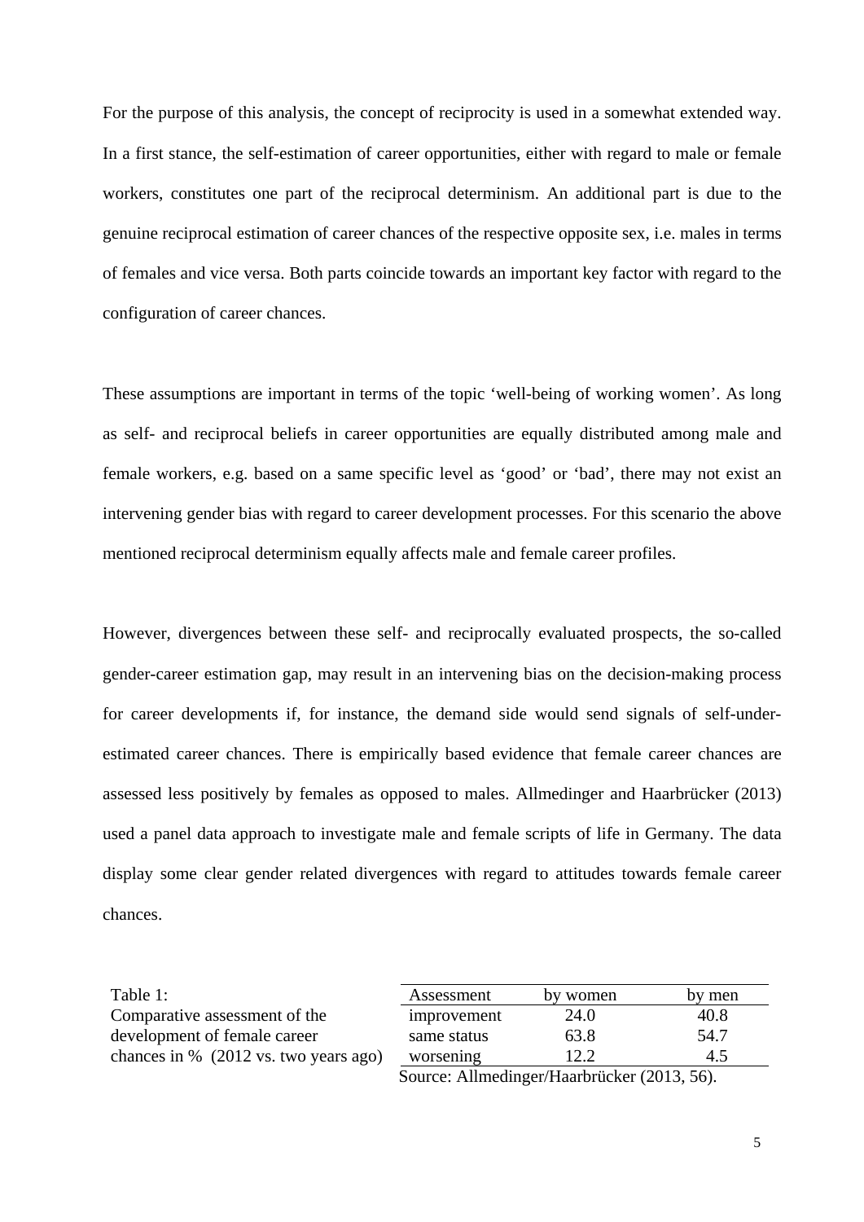For the purpose of this analysis, the concept of reciprocity is used in a somewhat extended way. In a first stance, the self-estimation of career opportunities, either with regard to male or female workers, constitutes one part of the reciprocal determinism. An additional part is due to the genuine reciprocal estimation of career chances of the respective opposite sex, i.e. males in terms of females and vice versa. Both parts coincide towards an important key factor with regard to the configuration of career chances.

These assumptions are important in terms of the topic 'well-being of working women'. As long as self- and reciprocal beliefs in career opportunities are equally distributed among male and female workers, e.g. based on a same specific level as 'good' or 'bad', there may not exist an intervening gender bias with regard to career development processes. For this scenario the above mentioned reciprocal determinism equally affects male and female career profiles.

However, divergences between these self- and reciprocally evaluated prospects, the so-called gender-career estimation gap, may result in an intervening bias on the decision-making process for career developments if, for instance, the demand side would send signals of self-under-estimated career chances. There is empirically based evidence that female career chances are assessed less positively by females as opposed to males. Allmedinger and Haarbrücker (2013) used a panel data approach to investigate male and female scripts of life in Germany. The data display some clear gender related divergences with regard to attitudes towards female career chances.

Table 1: Comparative assessment of the development of female career chances in % (2012 vs. two years ago)

| Assessment | by women | by men |
|---|---|---|
| improvement | 24.0 | 40.8 |
| same status | 63.8 | 54.7 |
| worsening | 12.2 | 4.5 |

Source: Allmedinger/Haarbrücker (2013, 56).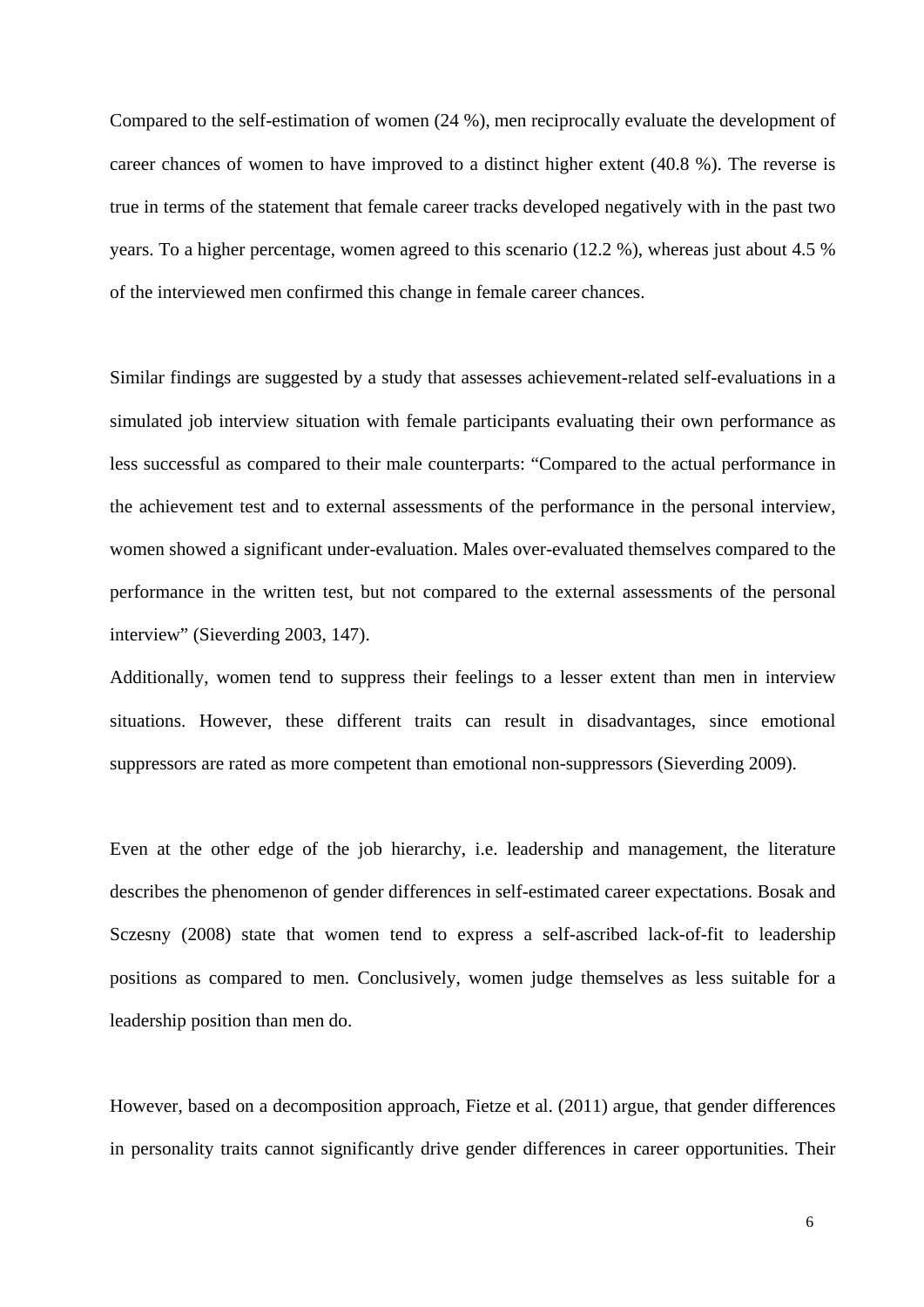Compared to the self-estimation of women (24 %), men reciprocally evaluate the development of career chances of women to have improved to a distinct higher extent (40.8 %). The reverse is true in terms of the statement that female career tracks developed negatively with in the past two years. To a higher percentage, women agreed to this scenario (12.2 %), whereas just about 4.5 % of the interviewed men confirmed this change in female career chances.

Similar findings are suggested by a study that assesses achievement-related self-evaluations in a simulated job interview situation with female participants evaluating their own performance as less successful as compared to their male counterparts: "Compared to the actual performance in the achievement test and to external assessments of the performance in the personal interview, women showed a significant under-evaluation. Males over-evaluated themselves compared to the performance in the written test, but not compared to the external assessments of the personal interview" (Sieverding 2003, 147).

Additionally, women tend to suppress their feelings to a lesser extent than men in interview situations. However, these different traits can result in disadvantages, since emotional suppressors are rated as more competent than emotional non-suppressors (Sieverding 2009).

Even at the other edge of the job hierarchy, i.e. leadership and management, the literature describes the phenomenon of gender differences in self-estimated career expectations. Bosak and Sczesny (2008) state that women tend to express a self-ascribed lack-of-fit to leadership positions as compared to men. Conclusively, women judge themselves as less suitable for a leadership position than men do.

However, based on a decomposition approach, Fietze et al. (2011) argue, that gender differences in personality traits cannot significantly drive gender differences in career opportunities. Their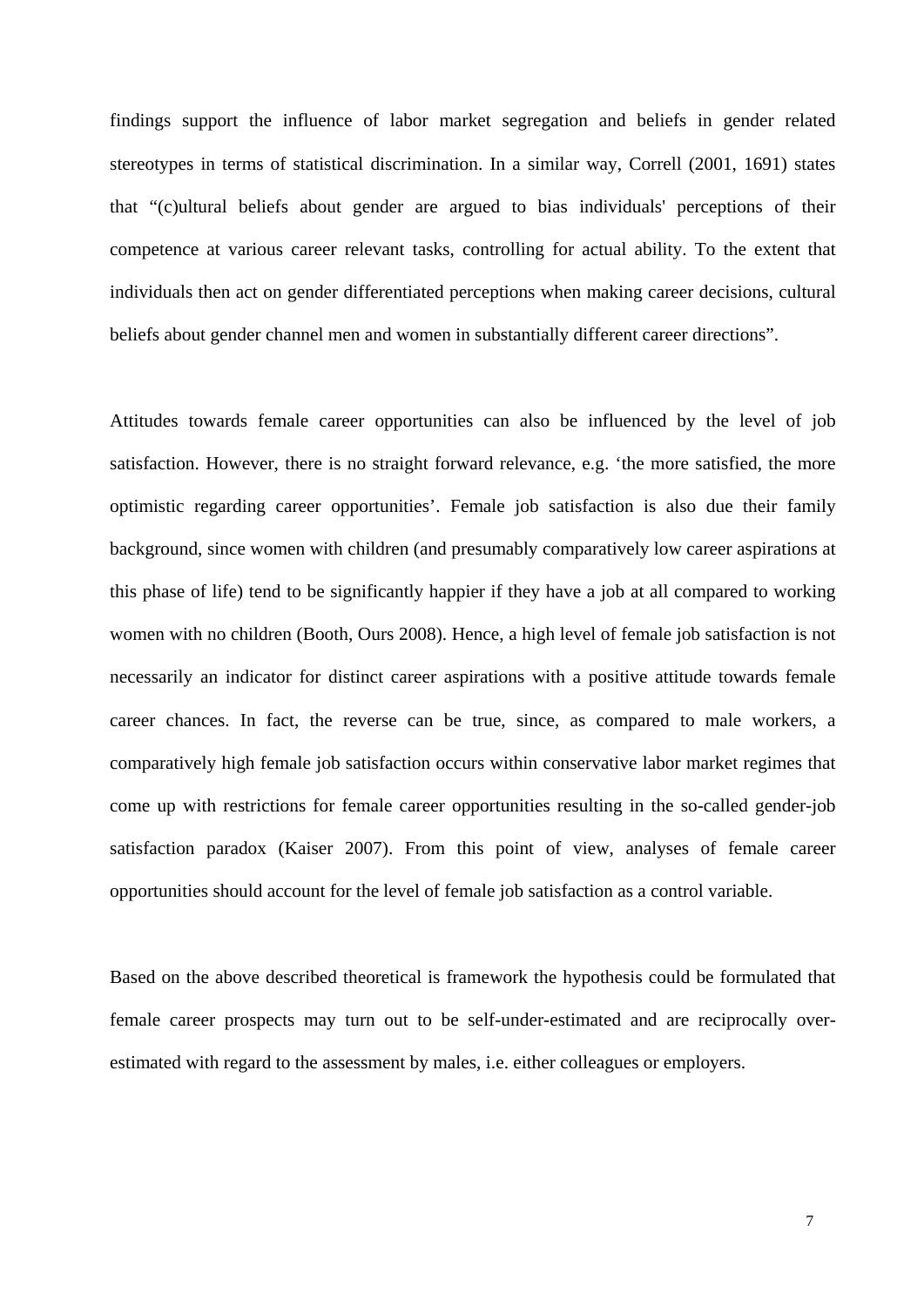findings support the influence of labor market segregation and beliefs in gender related stereotypes in terms of statistical discrimination. In a similar way, Correll (2001, 1691) states that "(c)ultural beliefs about gender are argued to bias individuals' perceptions of their competence at various career relevant tasks, controlling for actual ability. To the extent that individuals then act on gender differentiated perceptions when making career decisions, cultural beliefs about gender channel men and women in substantially different career directions".

Attitudes towards female career opportunities can also be influenced by the level of job satisfaction. However, there is no straight forward relevance, e.g. 'the more satisfied, the more optimistic regarding career opportunities'. Female job satisfaction is also due their family background, since women with children (and presumably comparatively low career aspirations at this phase of life) tend to be significantly happier if they have a job at all compared to working women with no children (Booth, Ours 2008). Hence, a high level of female job satisfaction is not necessarily an indicator for distinct career aspirations with a positive attitude towards female career chances. In fact, the reverse can be true, since, as compared to male workers, a comparatively high female job satisfaction occurs within conservative labor market regimes that come up with restrictions for female career opportunities resulting in the so-called gender-job satisfaction paradox (Kaiser 2007). From this point of view, analyses of female career opportunities should account for the level of female job satisfaction as a control variable.

Based on the above described theoretical is framework the hypothesis could be formulated that female career prospects may turn out to be self-under-estimated and are reciprocally over-estimated with regard to the assessment by males, i.e. either colleagues or employers.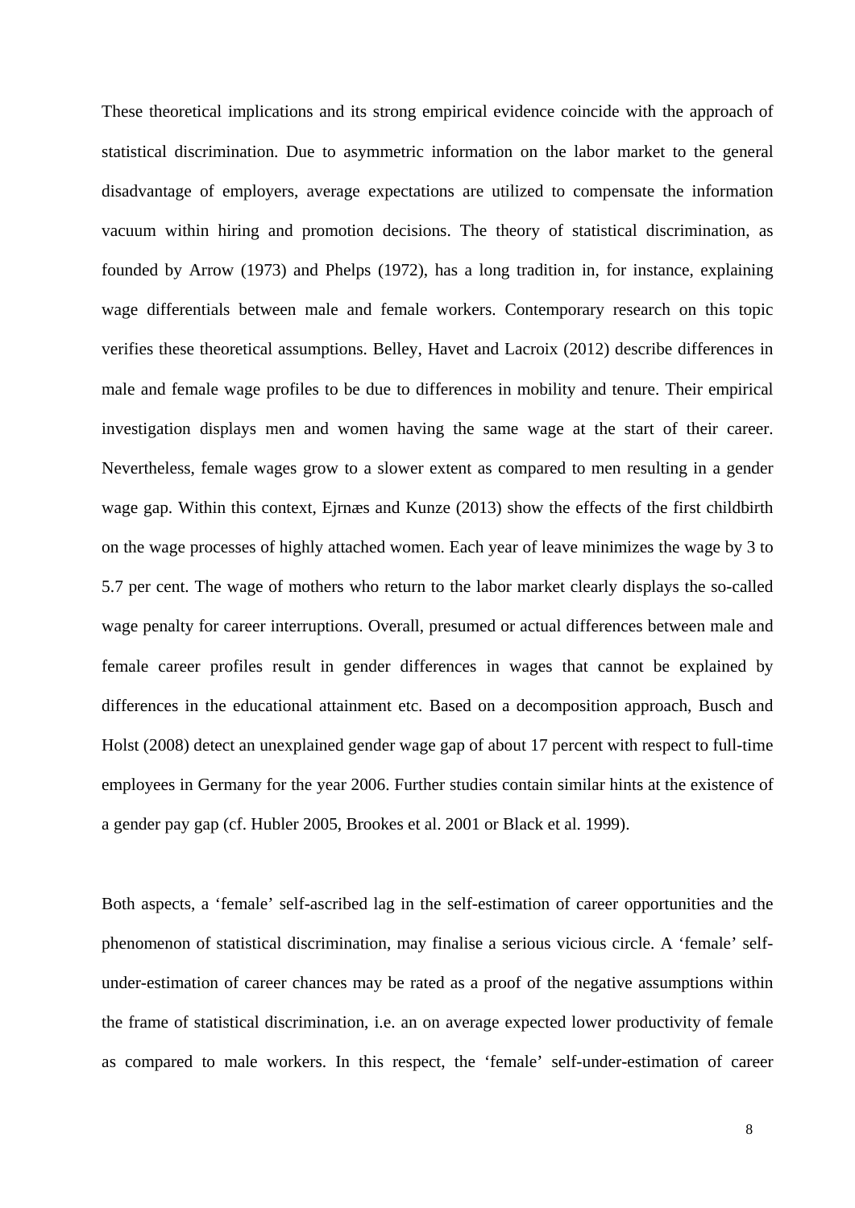These theoretical implications and its strong empirical evidence coincide with the approach of statistical discrimination. Due to asymmetric information on the labor market to the general disadvantage of employers, average expectations are utilized to compensate the information vacuum within hiring and promotion decisions. The theory of statistical discrimination, as founded by Arrow (1973) and Phelps (1972), has a long tradition in, for instance, explaining wage differentials between male and female workers. Contemporary research on this topic verifies these theoretical assumptions. Belley, Havet and Lacroix (2012) describe differences in male and female wage profiles to be due to differences in mobility and tenure. Their empirical investigation displays men and women having the same wage at the start of their career. Nevertheless, female wages grow to a slower extent as compared to men resulting in a gender wage gap. Within this context, Ejrnæs and Kunze (2013) show the effects of the first childbirth on the wage processes of highly attached women. Each year of leave minimizes the wage by 3 to 5.7 per cent. The wage of mothers who return to the labor market clearly displays the so-called wage penalty for career interruptions. Overall, presumed or actual differences between male and female career profiles result in gender differences in wages that cannot be explained by differences in the educational attainment etc. Based on a decomposition approach, Busch and Holst (2008) detect an unexplained gender wage gap of about 17 percent with respect to full-time employees in Germany for the year 2006. Further studies contain similar hints at the existence of a gender pay gap (cf. Hubler 2005, Brookes et al. 2001 or Black et al. 1999).

Both aspects, a 'female' self-ascribed lag in the self-estimation of career opportunities and the phenomenon of statistical discrimination, may finalise a serious vicious circle. A 'female' self-under-estimation of career chances may be rated as a proof of the negative assumptions within the frame of statistical discrimination, i.e. an on average expected lower productivity of female as compared to male workers. In this respect, the 'female' self-under-estimation of career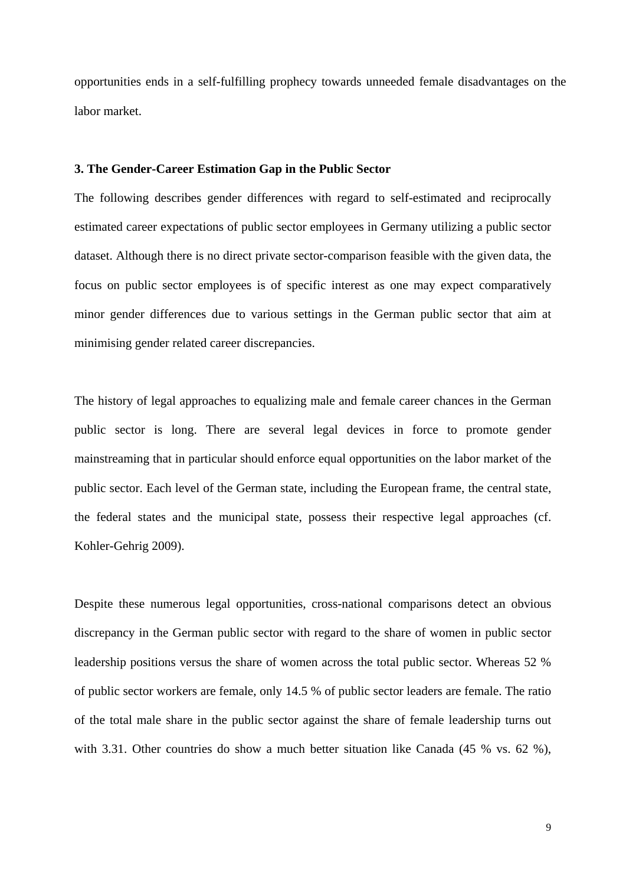opportunities ends in a self-fulfilling prophecy towards unneeded female disadvantages on the labor market.

### 3. The Gender-Career Estimation Gap in the Public Sector

The following describes gender differences with regard to self-estimated and reciprocally estimated career expectations of public sector employees in Germany utilizing a public sector dataset. Although there is no direct private sector-comparison feasible with the given data, the focus on public sector employees is of specific interest as one may expect comparatively minor gender differences due to various settings in the German public sector that aim at minimising gender related career discrepancies.

The history of legal approaches to equalizing male and female career chances in the German public sector is long. There are several legal devices in force to promote gender mainstreaming that in particular should enforce equal opportunities on the labor market of the public sector. Each level of the German state, including the European frame, the central state, the federal states and the municipal state, possess their respective legal approaches (cf. Kohler-Gehrig 2009).

Despite these numerous legal opportunities, cross-national comparisons detect an obvious discrepancy in the German public sector with regard to the share of women in public sector leadership positions versus the share of women across the total public sector. Whereas 52 % of public sector workers are female, only 14.5 % of public sector leaders are female. The ratio of the total male share in the public sector against the share of female leadership turns out with 3.31. Other countries do show a much better situation like Canada (45 % vs. 62 %),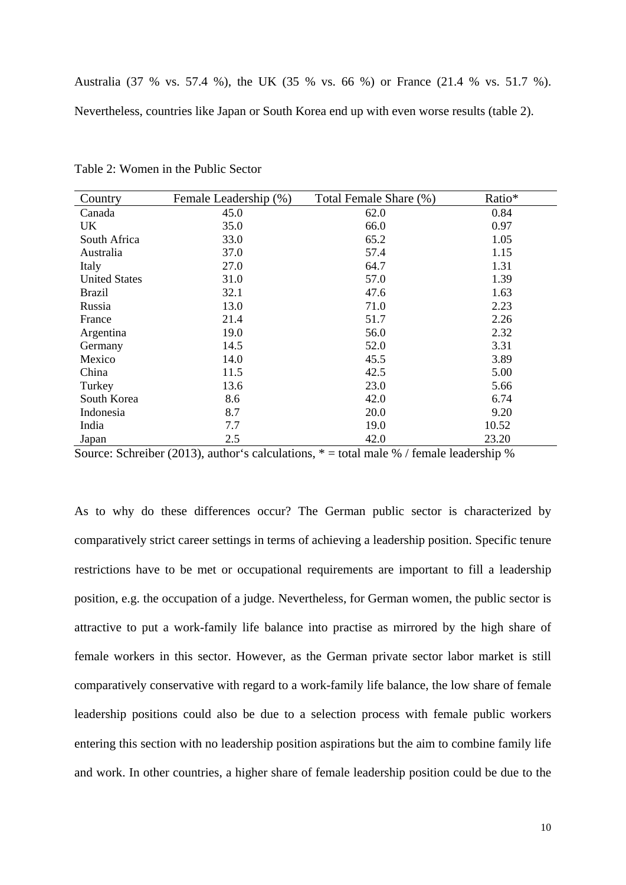Australia (37 % vs. 57.4 %), the UK (35 % vs. 66 %) or France (21.4 % vs. 51.7 %). Nevertheless, countries like Japan or South Korea end up with even worse results (table 2).

Table 2: Women in the Public Sector

| Country | Female Leadership (%) | Total Female Share (%) | Ratio* |
|---|---|---|---|
| Canada | 45.0 | 62.0 | 0.84 |
| UK | 35.0 | 66.0 | 0.97 |
| South Africa | 33.0 | 65.2 | 1.05 |
| Australia | 37.0 | 57.4 | 1.15 |
| Italy | 27.0 | 64.7 | 1.31 |
| United States | 31.0 | 57.0 | 1.39 |
| Brazil | 32.1 | 47.6 | 1.63 |
| Russia | 13.0 | 71.0 | 2.23 |
| France | 21.4 | 51.7 | 2.26 |
| Argentina | 19.0 | 56.0 | 2.32 |
| Germany | 14.5 | 52.0 | 3.31 |
| Mexico | 14.0 | 45.5 | 3.89 |
| China | 11.5 | 42.5 | 5.00 |
| Turkey | 13.6 | 23.0 | 5.66 |
| South Korea | 8.6 | 42.0 | 6.74 |
| Indonesia | 8.7 | 20.0 | 9.20 |
| India | 7.7 | 19.0 | 10.52 |
| Japan | 2.5 | 42.0 | 23.20 |

Source: Schreiber (2013), author's calculations, * = total male % / female leadership %

As to why do these differences occur? The German public sector is characterized by comparatively strict career settings in terms of achieving a leadership position. Specific tenure restrictions have to be met or occupational requirements are important to fill a leadership position, e.g. the occupation of a judge. Nevertheless, for German women, the public sector is attractive to put a work-family life balance into practise as mirrored by the high share of female workers in this sector. However, as the German private sector labor market is still comparatively conservative with regard to a work-family life balance, the low share of female leadership positions could also be due to a selection process with female public workers entering this section with no leadership position aspirations but the aim to combine family life and work. In other countries, a higher share of female leadership position could be due to the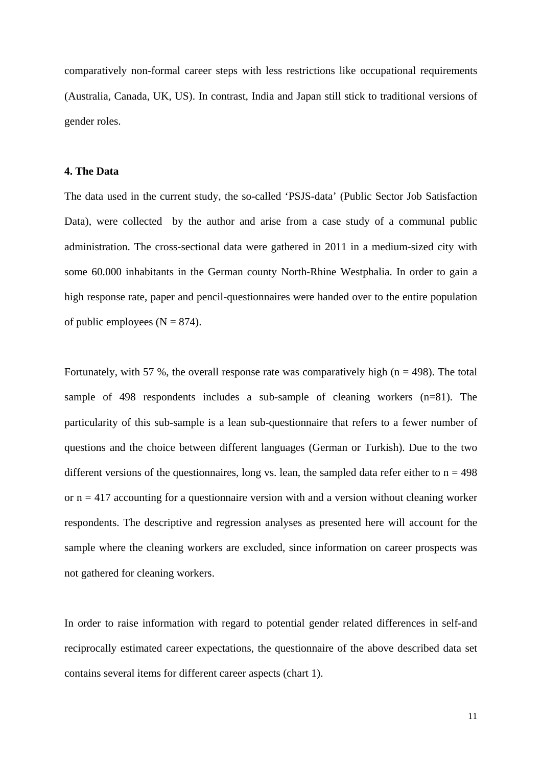comparatively non-formal career steps with less restrictions like occupational requirements (Australia, Canada, UK, US). In contrast, India and Japan still stick to traditional versions of gender roles.

**4. The Data**

The data used in the current study, the so-called 'PSJS-data' (Public Sector Job Satisfaction Data), were collected by the author and arise from a case study of a communal public administration. The cross-sectional data were gathered in 2011 in a medium-sized city with some 60.000 inhabitants in the German county North-Rhine Westphalia. In order to gain a high response rate, paper and pencil-questionnaires were handed over to the entire population of public employees (N = 874).

Fortunately, with 57 %, the overall response rate was comparatively high (n = 498). The total sample of 498 respondents includes a sub-sample of cleaning workers (n=81). The particularity of this sub-sample is a lean sub-questionnaire that refers to a fewer number of questions and the choice between different languages (German or Turkish). Due to the two different versions of the questionnaires, long vs. lean, the sampled data refer either to n = 498 or n = 417 accounting for a questionnaire version with and a version without cleaning worker respondents. The descriptive and regression analyses as presented here will account for the sample where the cleaning workers are excluded, since information on career prospects was not gathered for cleaning workers.

In order to raise information with regard to potential gender related differences in self-and reciprocally estimated career expectations, the questionnaire of the above described data set contains several items for different career aspects (chart 1).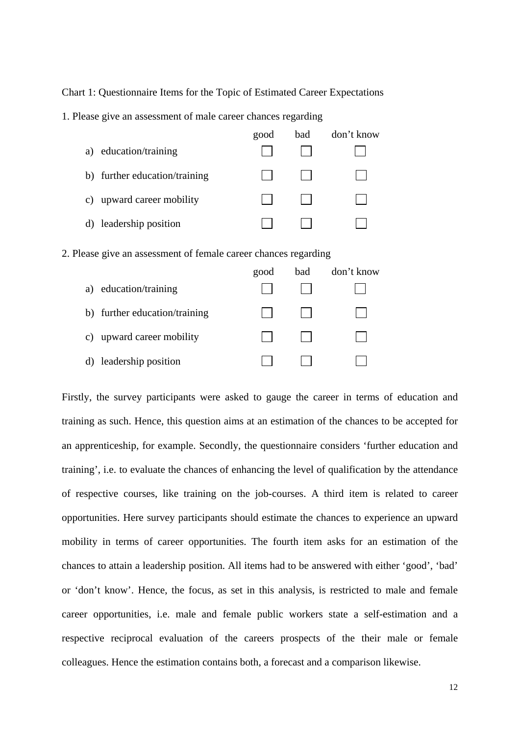Chart 1: Questionnaire Items for the Topic of Estimated Career Expectations

1. Please give an assessment of male career chances regarding

| | good | bad | don't know |
|---|---|---|---|
| a) education/training | ☐ | ☐ | ☐ |
| b) further education/training | ☐ | ☐ | ☐ |
| c) upward career mobility | ☐ | ☐ | ☐ |
| d) leadership position | ☐ | ☐ | ☐ |

2. Please give an assessment of female career chances regarding

| | good | bad | don't know |
|---|---|---|---|
| a) education/training | ☐ | ☐ | ☐ |
| b) further education/training | ☐ | ☐ | ☐ |
| c) upward career mobility | ☐ | ☐ | ☐ |
| d) leadership position | ☐ | ☐ | ☐ |

Firstly, the survey participants were asked to gauge the career in terms of education and training as such. Hence, this question aims at an estimation of the chances to be accepted for an apprenticeship, for example. Secondly, the questionnaire considers 'further education and training', i.e. to evaluate the chances of enhancing the level of qualification by the attendance of respective courses, like training on the job-courses. A third item is related to career opportunities. Here survey participants should estimate the chances to experience an upward mobility in terms of career opportunities. The fourth item asks for an estimation of the chances to attain a leadership position. All items had to be answered with either 'good', 'bad' or 'don't know'. Hence, the focus, as set in this analysis, is restricted to male and female career opportunities, i.e. male and female public workers state a self-estimation and a respective reciprocal evaluation of the careers prospects of the their male or female colleagues. Hence the estimation contains both, a forecast and a comparison likewise.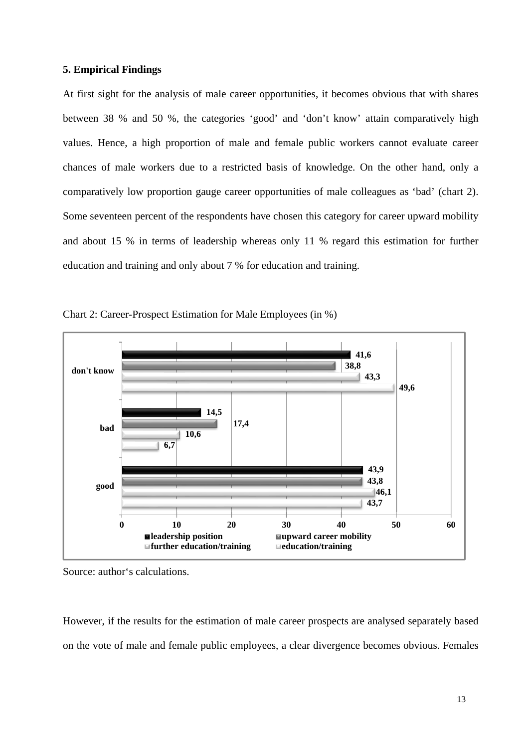## 5. Empirical Findings

At first sight for the analysis of male career opportunities, it becomes obvious that with shares between 38 % and 50 %, the categories 'good' and 'don't know' attain comparatively high values. Hence, a high proportion of male and female public workers cannot evaluate career chances of male workers due to a restricted basis of knowledge. On the other hand, only a comparatively low proportion gauge career opportunities of male colleagues as 'bad' (chart 2). Some seventeen percent of the respondents have chosen this category for career upward mobility and about 15 % in terms of leadership whereas only 11 % regard this estimation for further education and training and only about 7 % for education and training.

Chart 2: Career-Prospect Estimation for Male Employees (in %)

don't know
41,6
38,8
43,3
49,6

bad
14,5
17,4
10,6
6,7

good
43,9
43,8
46,1
43,7

0 10 20 30 40 50 60

leadership position
upward career mobility
further education/training
education/training

Source: author's calculations.

However, if the results for the estimation of male career prospects are analysed separately based on the vote of male and female public employees, a clear divergence becomes obvious. Females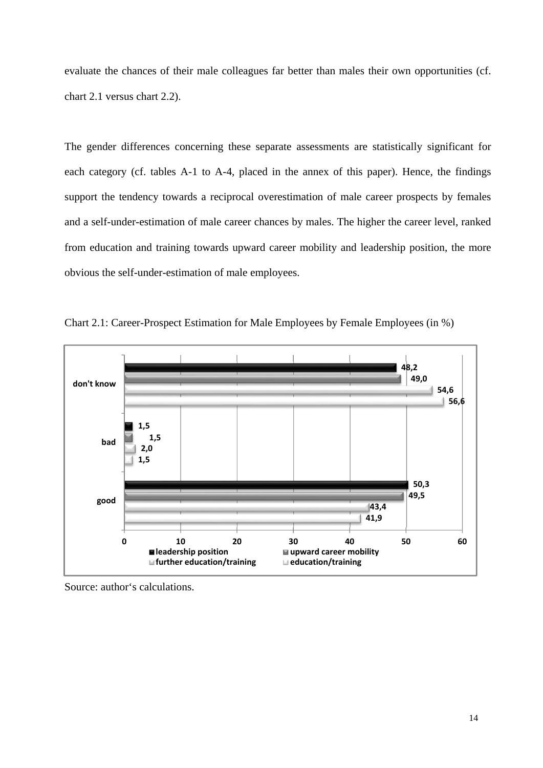evaluate the chances of their male colleagues far better than males their own opportunities (cf. chart 2.1 versus chart 2.2).

The gender differences concerning these separate assessments are statistically significant for each category (cf. tables A-1 to A-4, placed in the annex of this paper). Hence, the findings support the tendency towards a reciprocal overestimation of male career prospects by females and a self-under-estimation of male career chances by males. The higher the career level, ranked from education and training towards upward career mobility and leadership position, the more obvious the self-under-estimation of male employees.

Chart 2.1: Career-Prospect Estimation for Male Employees by Female Employees (in %)

don't know
48,2
49,0
54,6
56,6

bad
1,5
1,5
2,0
1,5

good
50,3
49,5
43,4
41,9

0 10 20 30 40 50 60

leadership position
upward career mobility
further education/training
education/training

Source: author‘s calculations.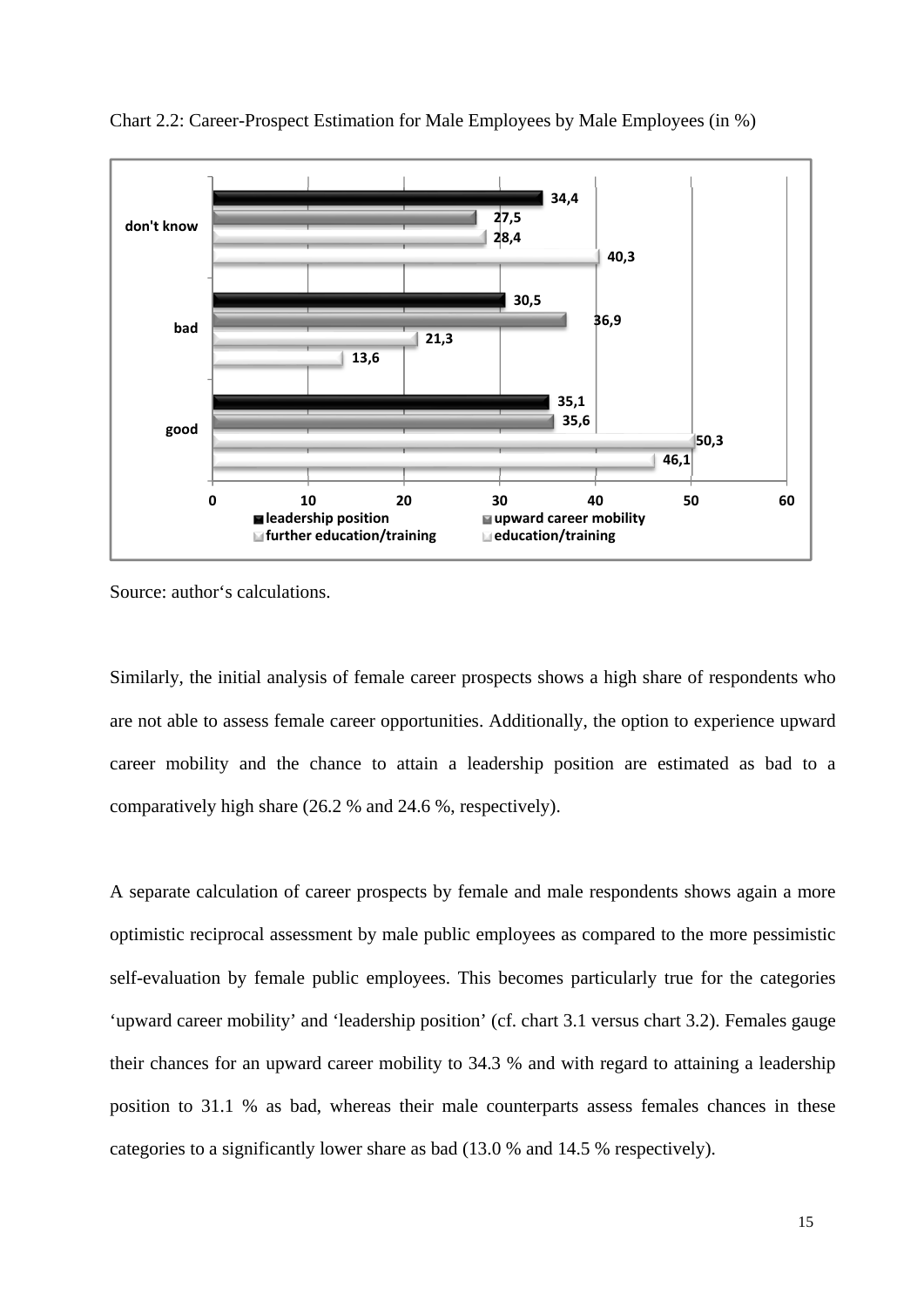Chart 2.2: Career-Prospect Estimation for Male Employees by Male Employees (in %)

| | leadership position | upward career mobility | further education/training | education/training |
|---|---|---|---|---|
| don't know | 34,4 | 27,5 | 28,4 | 40,3 |
| bad | 30,5 | 36,9 | 21,3 | 13,6 |
| good | 35,1 | 35,6 | 50,3 | 46,1 |

Source: author's calculations.

Similarly, the initial analysis of female career prospects shows a high share of respondents who are not able to assess female career opportunities. Additionally, the option to experience upward career mobility and the chance to attain a leadership position are estimated as bad to a comparatively high share (26.2 % and 24.6 %, respectively).

A separate calculation of career prospects by female and male respondents shows again a more optimistic reciprocal assessment by male public employees as compared to the more pessimistic self-evaluation by female public employees. This becomes particularly true for the categories 'upward career mobility' and 'leadership position' (cf. chart 3.1 versus chart 3.2). Females gauge their chances for an upward career mobility to 34.3 % and with regard to attaining a leadership position to 31.1 % as bad, whereas their male counterparts assess females chances in these categories to a significantly lower share as bad (13.0 % and 14.5 % respectively).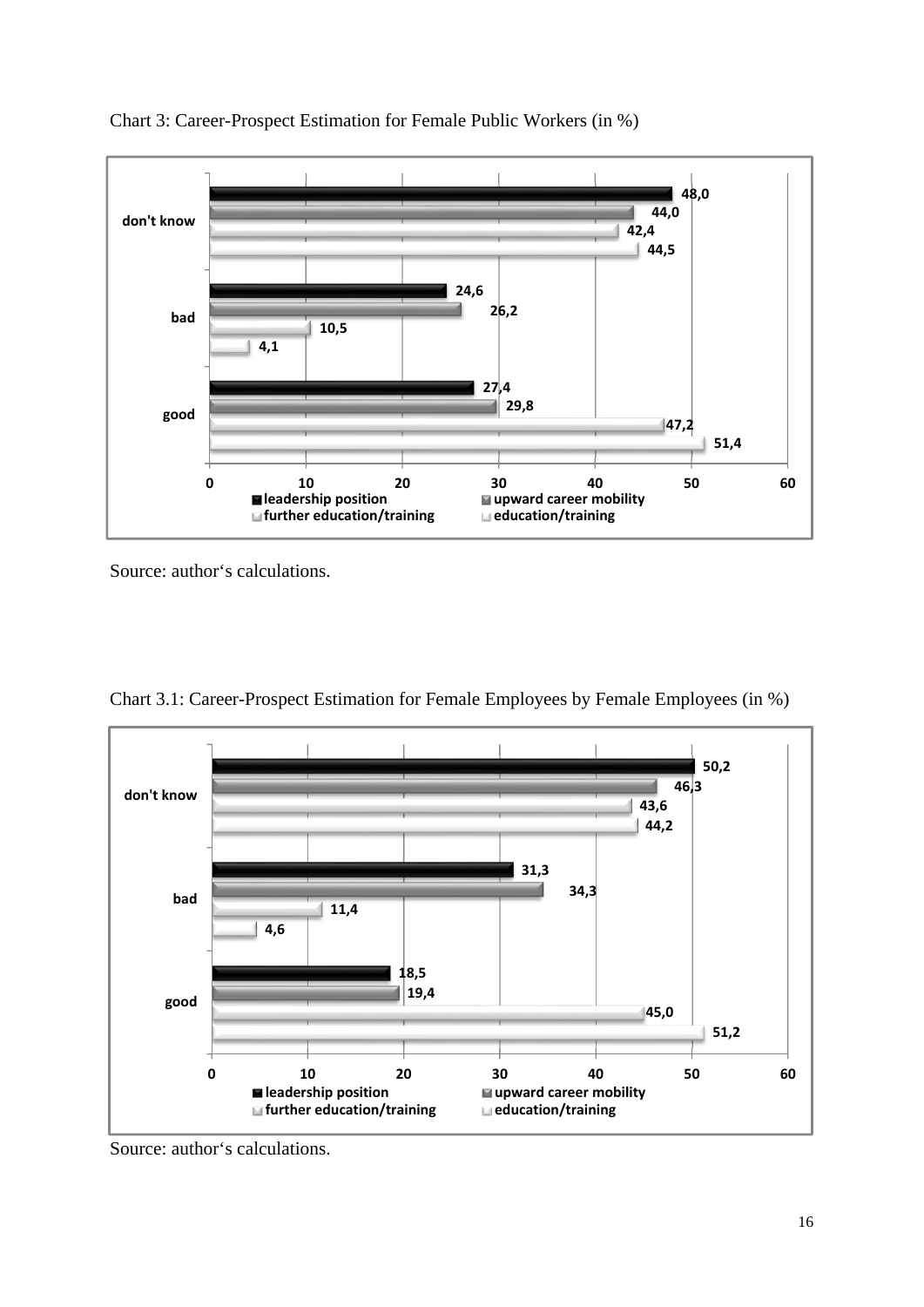Chart 3: Career-Prospect Estimation for Female Public Workers (in %)

don't know
48,0
44,0
42,4
44,5

bad
24,6
26,2
10,5
4,1

good
27,4
29,8
47,2
51,4

0 10 20 30 40 50 60

leadership position
upward career mobility
further education/training
education/training

Source: author's calculations.

Chart 3.1: Career-Prospect Estimation for Female Employees by Female Employees (in %)

don't know
50,2
46,3
43,6
44,2

bad
31,3
34,3
11,4
4,6

good
18,5
19,4
45,0
51,2

0 10 20 30 40 50 60

leadership position
upward career mobility
further education/training
education/training

Source: author's calculations.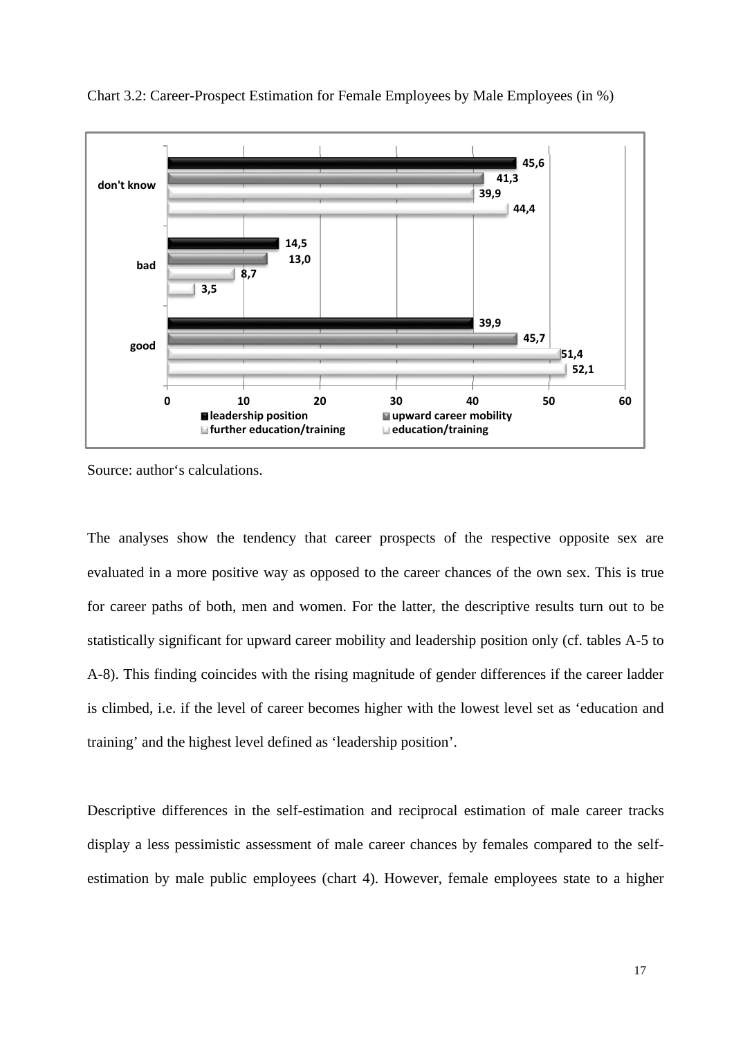Chart 3.2: Career-Prospect Estimation for Female Employees by Male Employees (in %)

don't know
45,6
41,3
39,9
44,4

bad
14,5
13,0
8,7
3,5

good
39,9
45,7
51,4
52,1

0 10 20 30 40 50 60

leadership position
upward career mobility
further education/training
education/training

Source: author's calculations.

The analyses show the tendency that career prospects of the respective opposite sex are evaluated in a more positive way as opposed to the career chances of the own sex. This is true for career paths of both, men and women. For the latter, the descriptive results turn out to be statistically significant for upward career mobility and leadership position only (cf. tables A-5 to A-8). This finding coincides with the rising magnitude of gender differences if the career ladder is climbed, i.e. if the level of career becomes higher with the lowest level set as 'education and training' and the highest level defined as 'leadership position'.

Descriptive differences in the self-estimation and reciprocal estimation of male career tracks display a less pessimistic assessment of male career chances by females compared to the self-estimation by male public employees (chart 4). However, female employees state to a higher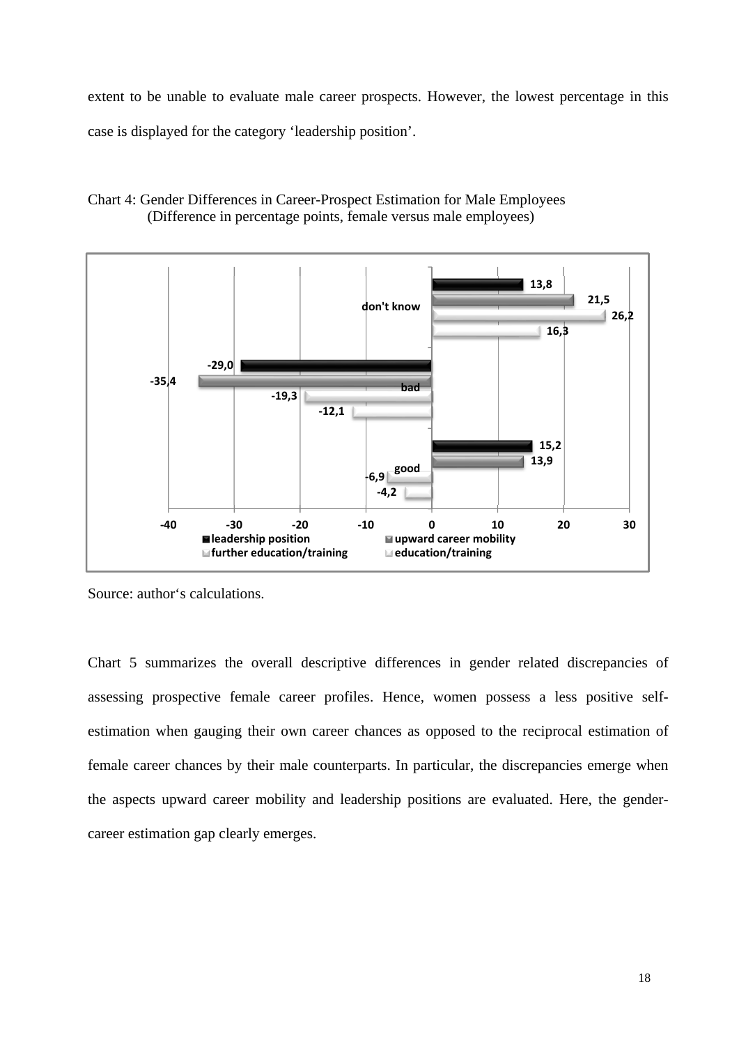extent to be unable to evaluate male career prospects. However, the lowest percentage in this case is displayed for the category 'leadership position'.

Chart 4: Gender Differences in Career-Prospect Estimation for Male Employees
(Difference in percentage points, female versus male employees)

don't know
13,8
21,5
26,2
16,3

bad
-29,0
-35,4
-19,3
-12,1

good
15,2
13,9
-6,9
-4,2

-40 -30 -20 -10 0 10 20 30

leadership position
upward career mobility
further education/training
education/training

Source: author's calculations.

Chart 5 summarizes the overall descriptive differences in gender related discrepancies of assessing prospective female career profiles. Hence, women possess a less positive self-estimation when gauging their own career chances as opposed to the reciprocal estimation of female career chances by their male counterparts. In particular, the discrepancies emerge when the aspects upward career mobility and leadership positions are evaluated. Here, the gender-career estimation gap clearly emerges.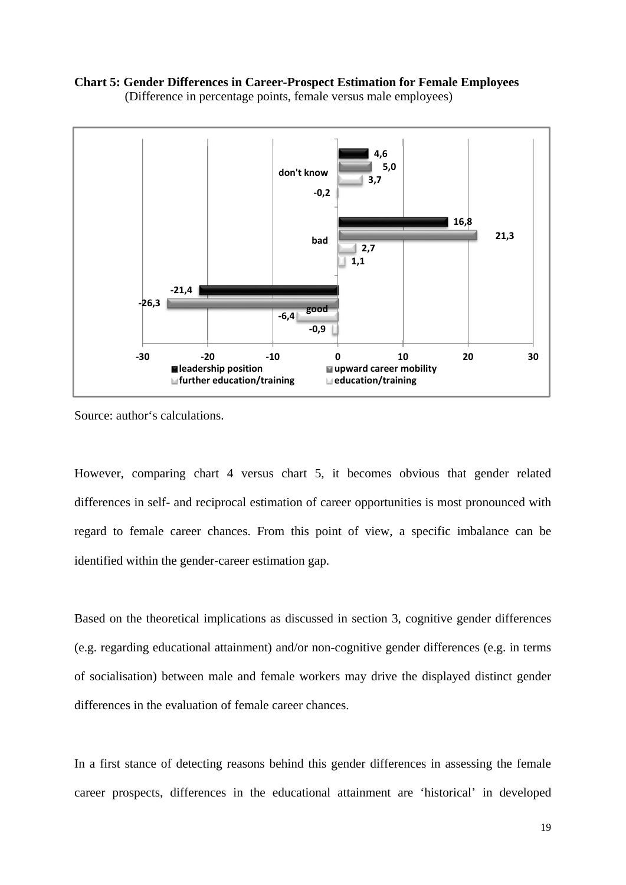**Chart 5: Gender Differences in Career-Prospect Estimation for Female Employees**
(Difference in percentage points, female versus male employees)

don't know
4,6
5,0
3,7
-0,2

bad
16,8
21,3
2,7
1,1

good
-21,4
-26,3
-6,4
-0,9

-30 -20 -10 0 10 20 30

leadership position
upward career mobility
further education/training
education/training

Source: author's calculations.

However, comparing chart 4 versus chart 5, it becomes obvious that gender related differences in self- and reciprocal estimation of career opportunities is most pronounced with regard to female career chances. From this point of view, a specific imbalance can be identified within the gender-career estimation gap.

Based on the theoretical implications as discussed in section 3, cognitive gender differences (e.g. regarding educational attainment) and/or non-cognitive gender differences (e.g. in terms of socialisation) between male and female workers may drive the displayed distinct gender differences in the evaluation of female career chances.

In a first stance of detecting reasons behind this gender differences in assessing the female career prospects, differences in the educational attainment are 'historical' in developed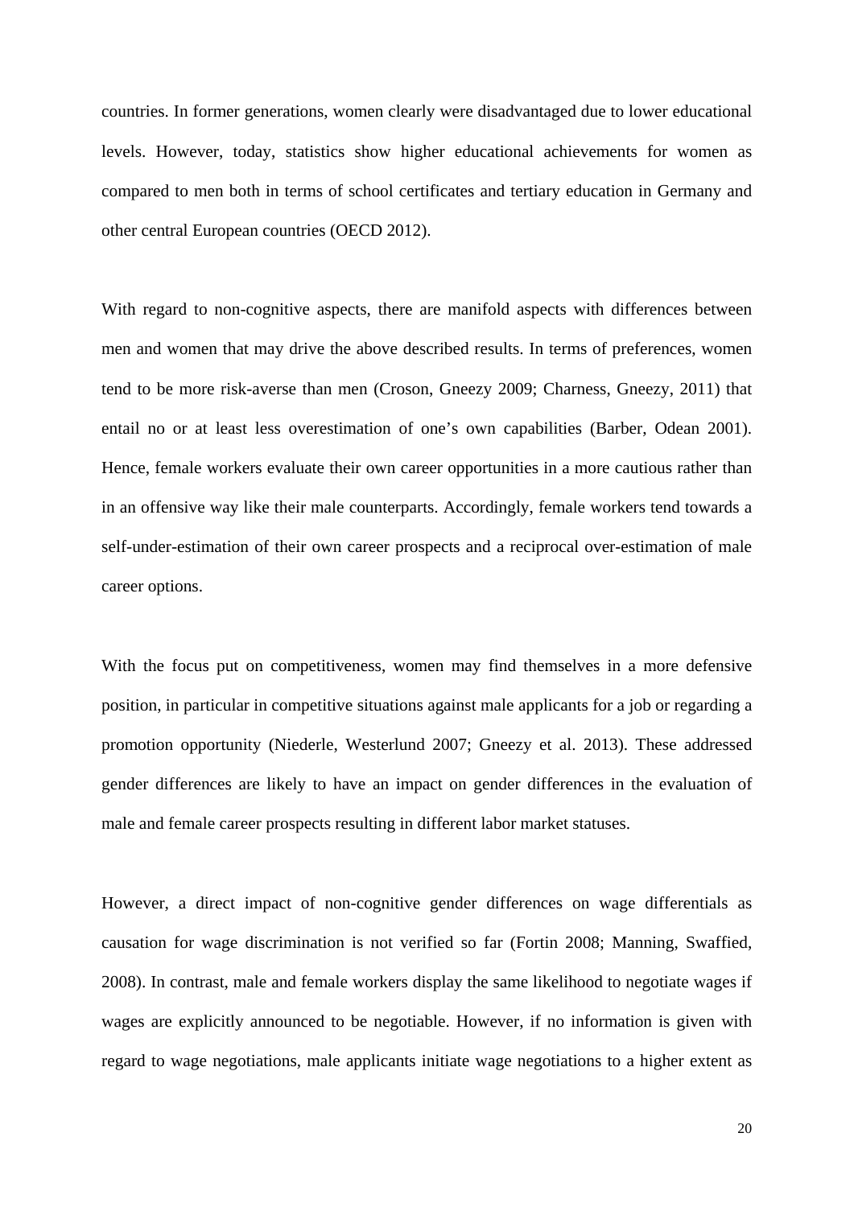countries. In former generations, women clearly were disadvantaged due to lower educational levels. However, today, statistics show higher educational achievements for women as compared to men both in terms of school certificates and tertiary education in Germany and other central European countries (OECD 2012).

With regard to non-cognitive aspects, there are manifold aspects with differences between men and women that may drive the above described results. In terms of preferences, women tend to be more risk-averse than men (Croson, Gneezy 2009; Charness, Gneezy, 2011) that entail no or at least less overestimation of one's own capabilities (Barber, Odean 2001). Hence, female workers evaluate their own career opportunities in a more cautious rather than in an offensive way like their male counterparts. Accordingly, female workers tend towards a self-under-estimation of their own career prospects and a reciprocal over-estimation of male career options.

With the focus put on competitiveness, women may find themselves in a more defensive position, in particular in competitive situations against male applicants for a job or regarding a promotion opportunity (Niederle, Westerlund 2007; Gneezy et al. 2013). These addressed gender differences are likely to have an impact on gender differences in the evaluation of male and female career prospects resulting in different labor market statuses.

However, a direct impact of non-cognitive gender differences on wage differentials as causation for wage discrimination is not verified so far (Fortin 2008; Manning, Swaffied, 2008). In contrast, male and female workers display the same likelihood to negotiate wages if wages are explicitly announced to be negotiable. However, if no information is given with regard to wage negotiations, male applicants initiate wage negotiations to a higher extent as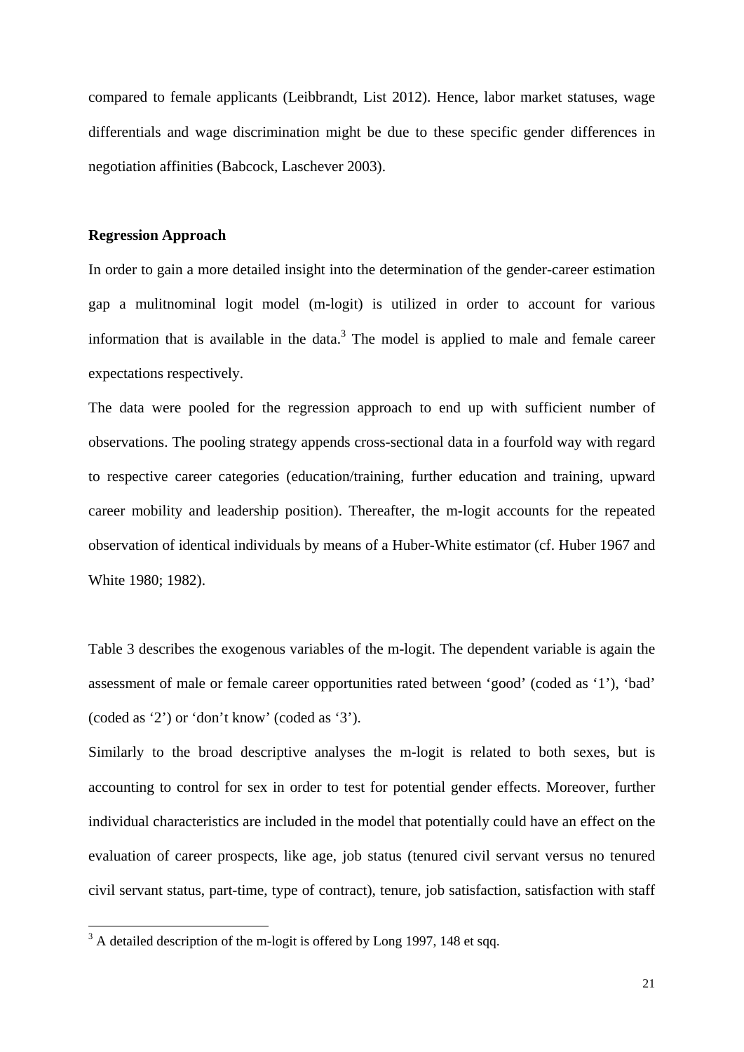compared to female applicants (Leibbrandt, List 2012). Hence, labor market statuses, wage differentials and wage discrimination might be due to these specific gender differences in negotiation affinities (Babcock, Laschever 2003).

**Regression Approach**

In order to gain a more detailed insight into the determination of the gender-career estimation gap a mulitnominal logit model (m-logit) is utilized in order to account for various information that is available in the data.[3] The model is applied to male and female career expectations respectively.

The data were pooled for the regression approach to end up with sufficient number of observations. The pooling strategy appends cross-sectional data in a fourfold way with regard to respective career categories (education/training, further education and training, upward career mobility and leadership position). Thereafter, the m-logit accounts for the repeated observation of identical individuals by means of a Huber-White estimator (cf. Huber 1967 and White 1980; 1982).

Table 3 describes the exogenous variables of the m-logit. The dependent variable is again the assessment of male or female career opportunities rated between 'good' (coded as '1'), 'bad' (coded as '2') or 'don't know' (coded as '3').

Similarly to the broad descriptive analyses the m-logit is related to both sexes, but is accounting to control for sex in order to test for potential gender effects. Moreover, further individual characteristics are included in the model that potentially could have an effect on the evaluation of career prospects, like age, job status (tenured civil servant versus no tenured civil servant status, part-time, type of contract), tenure, job satisfaction, satisfaction with staff

[3] A detailed description of the m-logit is offered by Long 1997, 148 et sqq.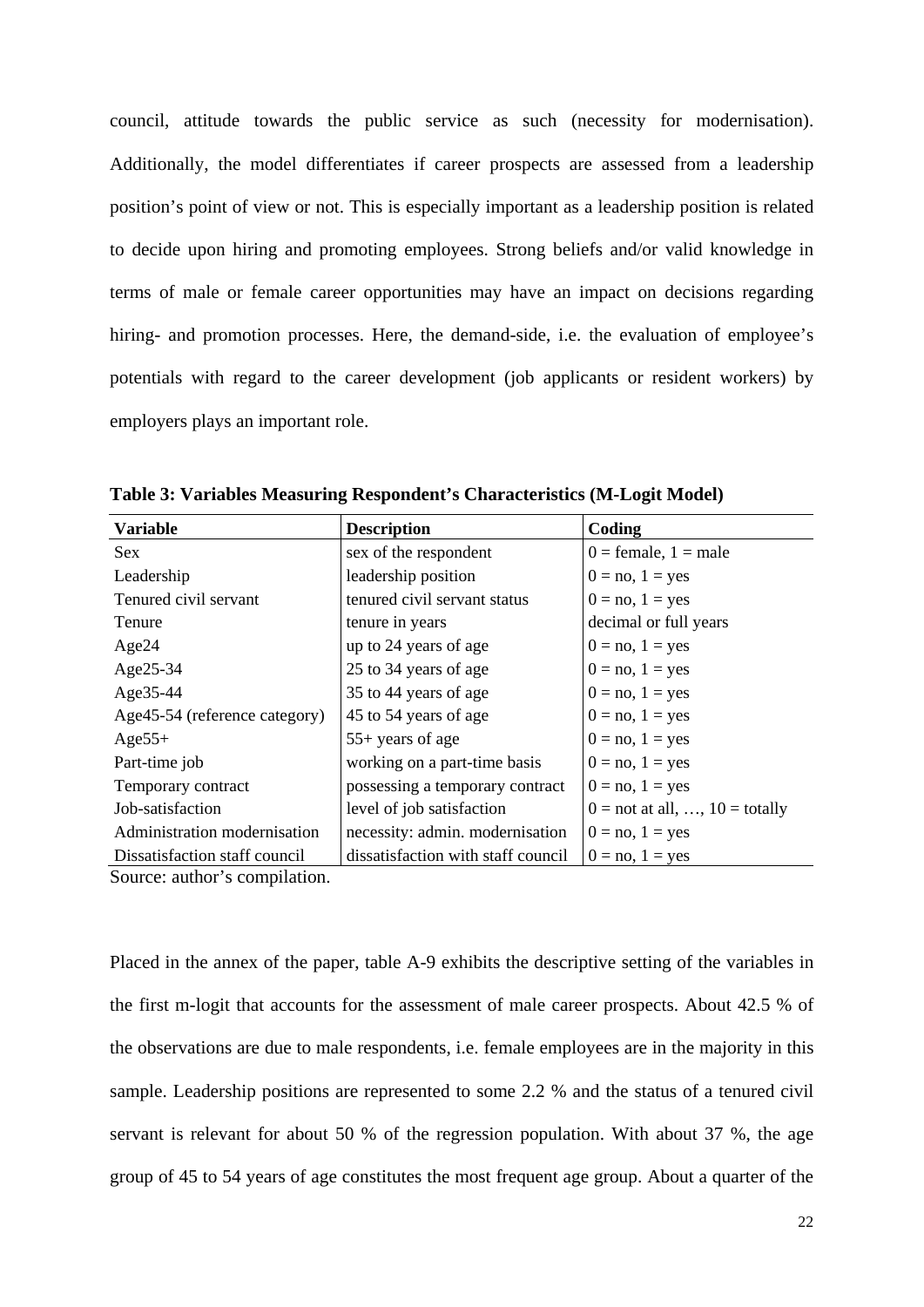council, attitude towards the public service as such (necessity for modernisation). Additionally, the model differentiates if career prospects are assessed from a leadership position's point of view or not. This is especially important as a leadership position is related to decide upon hiring and promoting employees. Strong beliefs and/or valid knowledge in terms of male or female career opportunities may have an impact on decisions regarding hiring- and promotion processes. Here, the demand-side, i.e. the evaluation of employee's potentials with regard to the career development (job applicants or resident workers) by employers plays an important role.

**Table 3: Variables Measuring Respondent's Characteristics (M-Logit Model)**

| Variable | Description | Coding |
|---|---|---|
| Sex | sex of the respondent | 0 = female, 1 = male |
| Leadership | leadership position | 0 = no, 1 = yes |
| Tenured civil servant | tenured civil servant status | 0 = no, 1 = yes |
| Tenure | tenure in years | decimal or full years |
| Age24 | up to 24 years of age | 0 = no, 1 = yes |
| Age25-34 | 25 to 34 years of age | 0 = no, 1 = yes |
| Age35-44 | 35 to 44 years of age | 0 = no, 1 = yes |
| Age45-54 (reference category) | 45 to 54 years of age | 0 = no, 1 = yes |
| Age55+ | 55+ years of age | 0 = no, 1 = yes |
| Part-time job | working on a part-time basis | 0 = no, 1 = yes |
| Temporary contract | possessing a temporary contract | 0 = no, 1 = yes |
| Job-satisfaction | level of job satisfaction | 0 = not at all, …, 10 = totally |
| Administration modernisation | necessity: admin. modernisation | 0 = no, 1 = yes |
| Dissatisfaction staff council | dissatisfaction with staff council | 0 = no, 1 = yes |

Source: author's compilation.

Placed in the annex of the paper, table A-9 exhibits the descriptive setting of the variables in the first m-logit that accounts for the assessment of male career prospects. About 42.5 % of the observations are due to male respondents, i.e. female employees are in the majority in this sample. Leadership positions are represented to some 2.2 % and the status of a tenured civil servant is relevant for about 50 % of the regression population. With about 37 %, the age group of 45 to 54 years of age constitutes the most frequent age group. About a quarter of the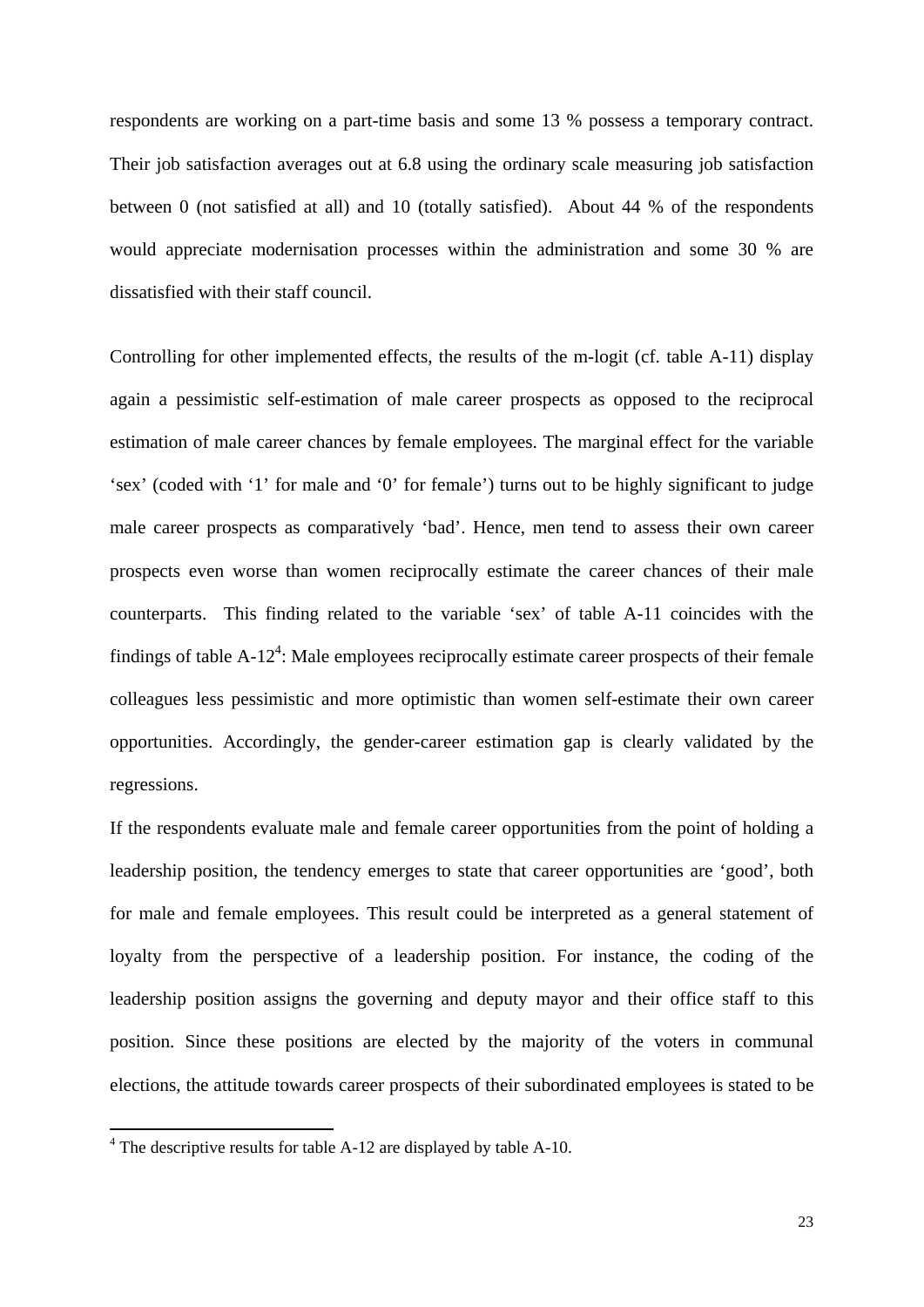respondents are working on a part-time basis and some 13 % possess a temporary contract. Their job satisfaction averages out at 6.8 using the ordinary scale measuring job satisfaction between 0 (not satisfied at all) and 10 (totally satisfied). About 44 % of the respondents would appreciate modernisation processes within the administration and some 30 % are dissatisfied with their staff council.

Controlling for other implemented effects, the results of the m-logit (cf. table A-11) display again a pessimistic self-estimation of male career prospects as opposed to the reciprocal estimation of male career chances by female employees. The marginal effect for the variable 'sex' (coded with '1' for male and '0' for female') turns out to be highly significant to judge male career prospects as comparatively 'bad'. Hence, men tend to assess their own career prospects even worse than women reciprocally estimate the career chances of their male counterparts. This finding related to the variable 'sex' of table A-11 coincides with the findings of table A-12[4]: Male employees reciprocally estimate career prospects of their female colleagues less pessimistic and more optimistic than women self-estimate their own career opportunities. Accordingly, the gender-career estimation gap is clearly validated by the regressions.

If the respondents evaluate male and female career opportunities from the point of holding a leadership position, the tendency emerges to state that career opportunities are 'good', both for male and female employees. This result could be interpreted as a general statement of loyalty from the perspective of a leadership position. For instance, the coding of the leadership position assigns the governing and deputy mayor and their office staff to this position. Since these positions are elected by the majority of the voters in communal elections, the attitude towards career prospects of their subordinated employees is stated to be

[4] The descriptive results for table A-12 are displayed by table A-10.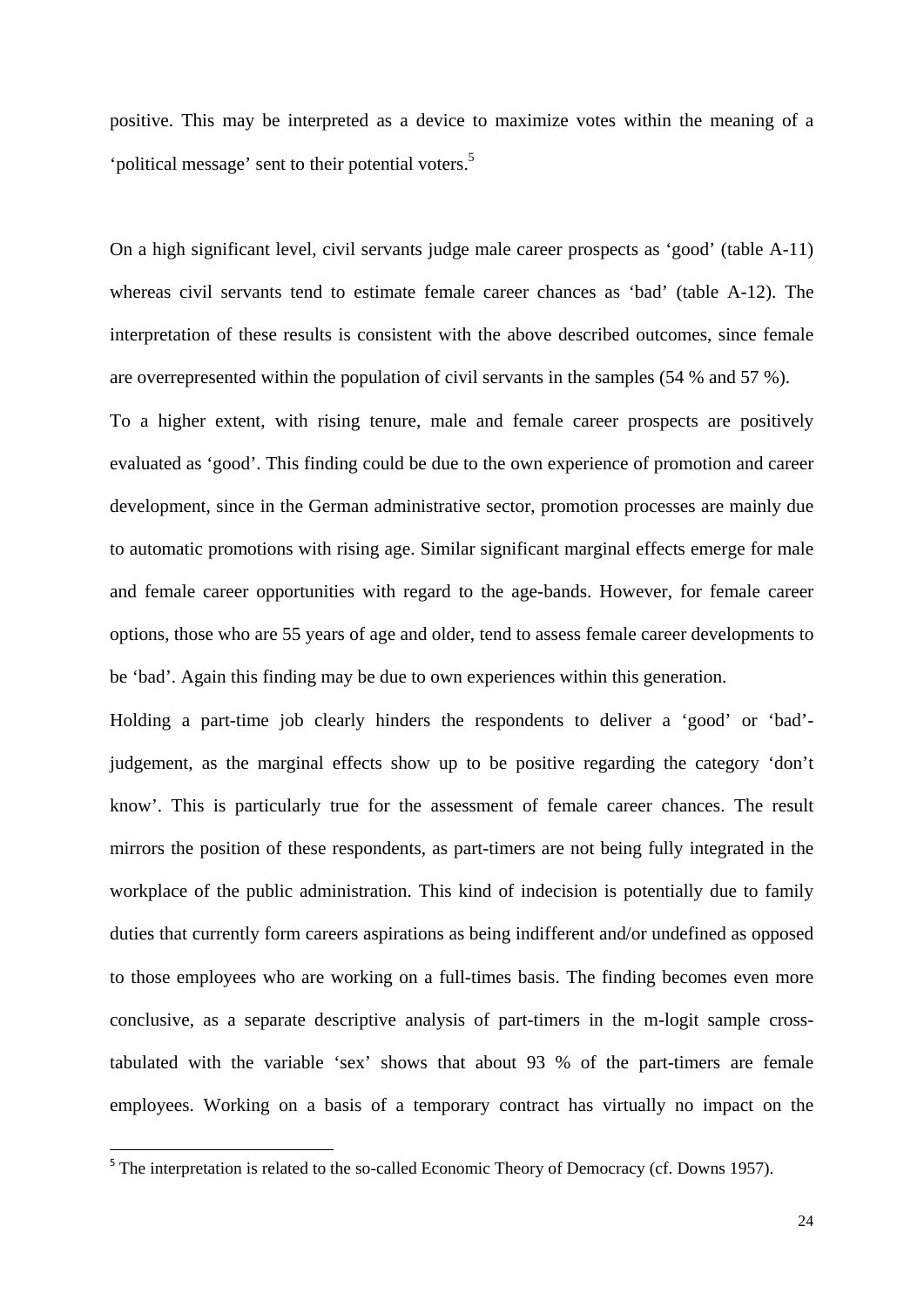positive. This may be interpreted as a device to maximize votes within the meaning of a 'political message' sent to their potential voters.[5]

On a high significant level, civil servants judge male career prospects as 'good' (table A-11) whereas civil servants tend to estimate female career chances as 'bad' (table A-12). The interpretation of these results is consistent with the above described outcomes, since female are overrepresented within the population of civil servants in the samples (54 % and 57 %).
To a higher extent, with rising tenure, male and female career prospects are positively evaluated as 'good'. This finding could be due to the own experience of promotion and career development, since in the German administrative sector, promotion processes are mainly due to automatic promotions with rising age. Similar significant marginal effects emerge for male and female career opportunities with regard to the age-bands. However, for female career options, those who are 55 years of age and older, tend to assess female career developments to be 'bad'. Again this finding may be due to own experiences within this generation.
Holding a part-time job clearly hinders the respondents to deliver a 'good' or 'bad'-judgement, as the marginal effects show up to be positive regarding the category 'don't know'. This is particularly true for the assessment of female career chances. The result mirrors the position of these respondents, as part-timers are not being fully integrated in the workplace of the public administration. This kind of indecision is potentially due to family duties that currently form careers aspirations as being indifferent and/or undefined as opposed to those employees who are working on a full-times basis. The finding becomes even more conclusive, as a separate descriptive analysis of part-timers in the m-logit sample cross-tabulated with the variable 'sex' shows that about 93 % of the part-timers are female employees. Working on a basis of a temporary contract has virtually no impact on the

[5] The interpretation is related to the so-called Economic Theory of Democracy (cf. Downs 1957).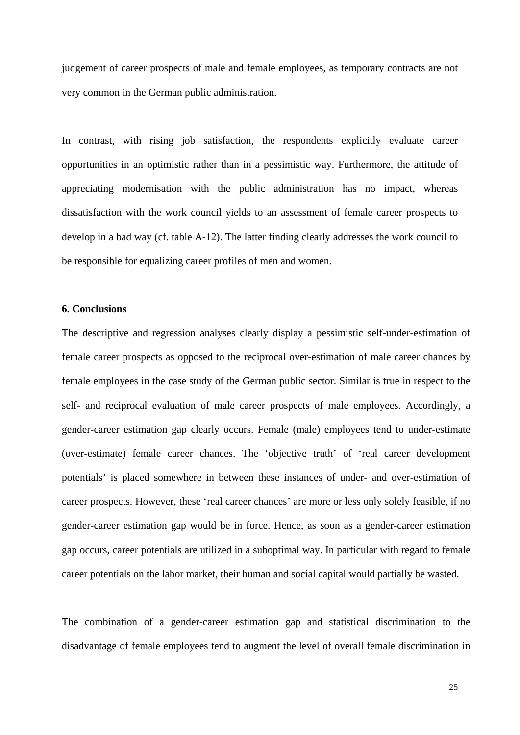judgement of career prospects of male and female employees, as temporary contracts are not very common in the German public administration.

In contrast, with rising job satisfaction, the respondents explicitly evaluate career opportunities in an optimistic rather than in a pessimistic way. Furthermore, the attitude of appreciating modernisation with the public administration has no impact, whereas dissatisfaction with the work council yields to an assessment of female career prospects to develop in a bad way (cf. table A-12). The latter finding clearly addresses the work council to be responsible for equalizing career profiles of men and women.

### 6. Conclusions

The descriptive and regression analyses clearly display a pessimistic self-under-estimation of female career prospects as opposed to the reciprocal over-estimation of male career chances by female employees in the case study of the German public sector. Similar is true in respect to the self- and reciprocal evaluation of male career prospects of male employees. Accordingly, a gender-career estimation gap clearly occurs. Female (male) employees tend to under-estimate (over-estimate) female career chances. The 'objective truth' of 'real career development potentials' is placed somewhere in between these instances of under- and over-estimation of career prospects. However, these 'real career chances' are more or less only solely feasible, if no gender-career estimation gap would be in force. Hence, as soon as a gender-career estimation gap occurs, career potentials are utilized in a suboptimal way. In particular with regard to female career potentials on the labor market, their human and social capital would partially be wasted.

The combination of a gender-career estimation gap and statistical discrimination to the disadvantage of female employees tend to augment the level of overall female discrimination in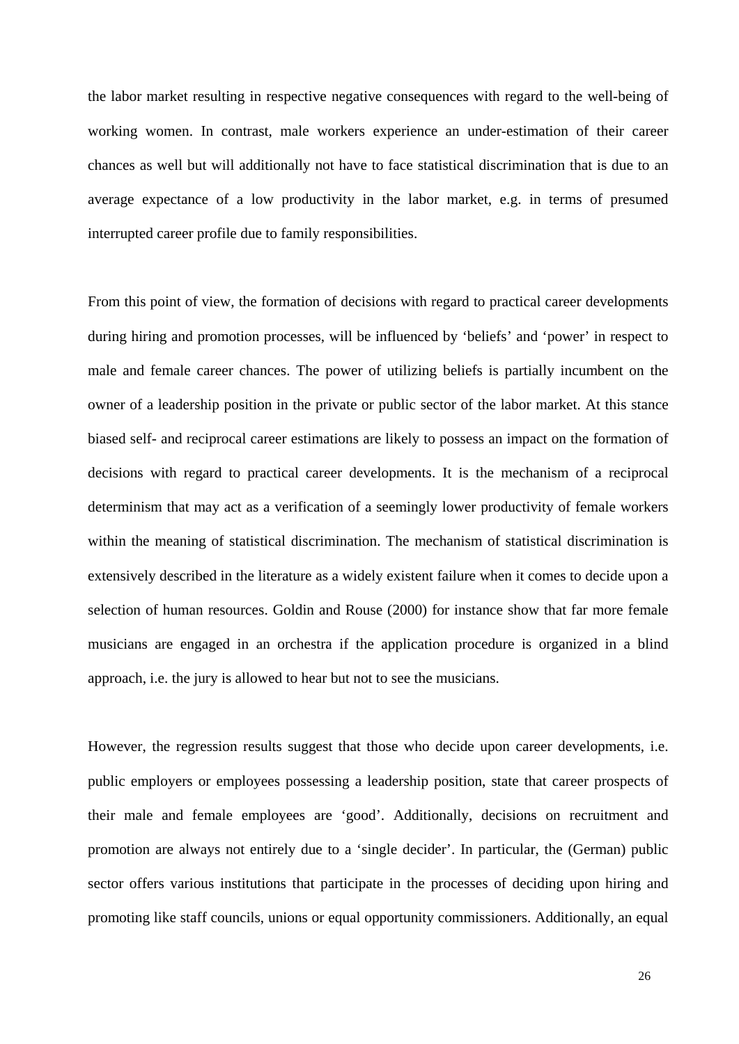the labor market resulting in respective negative consequences with regard to the well-being of working women. In contrast, male workers experience an under-estimation of their career chances as well but will additionally not have to face statistical discrimination that is due to an average expectance of a low productivity in the labor market, e.g. in terms of presumed interrupted career profile due to family responsibilities.

From this point of view, the formation of decisions with regard to practical career developments during hiring and promotion processes, will be influenced by 'beliefs' and 'power' in respect to male and female career chances. The power of utilizing beliefs is partially incumbent on the owner of a leadership position in the private or public sector of the labor market. At this stance biased self- and reciprocal career estimations are likely to possess an impact on the formation of decisions with regard to practical career developments. It is the mechanism of a reciprocal determinism that may act as a verification of a seemingly lower productivity of female workers within the meaning of statistical discrimination. The mechanism of statistical discrimination is extensively described in the literature as a widely existent failure when it comes to decide upon a selection of human resources. Goldin and Rouse (2000) for instance show that far more female musicians are engaged in an orchestra if the application procedure is organized in a blind approach, i.e. the jury is allowed to hear but not to see the musicians.

However, the regression results suggest that those who decide upon career developments, i.e. public employers or employees possessing a leadership position, state that career prospects of their male and female employees are 'good'. Additionally, decisions on recruitment and promotion are always not entirely due to a 'single decider'. In particular, the (German) public sector offers various institutions that participate in the processes of deciding upon hiring and promoting like staff councils, unions or equal opportunity commissioners. Additionally, an equal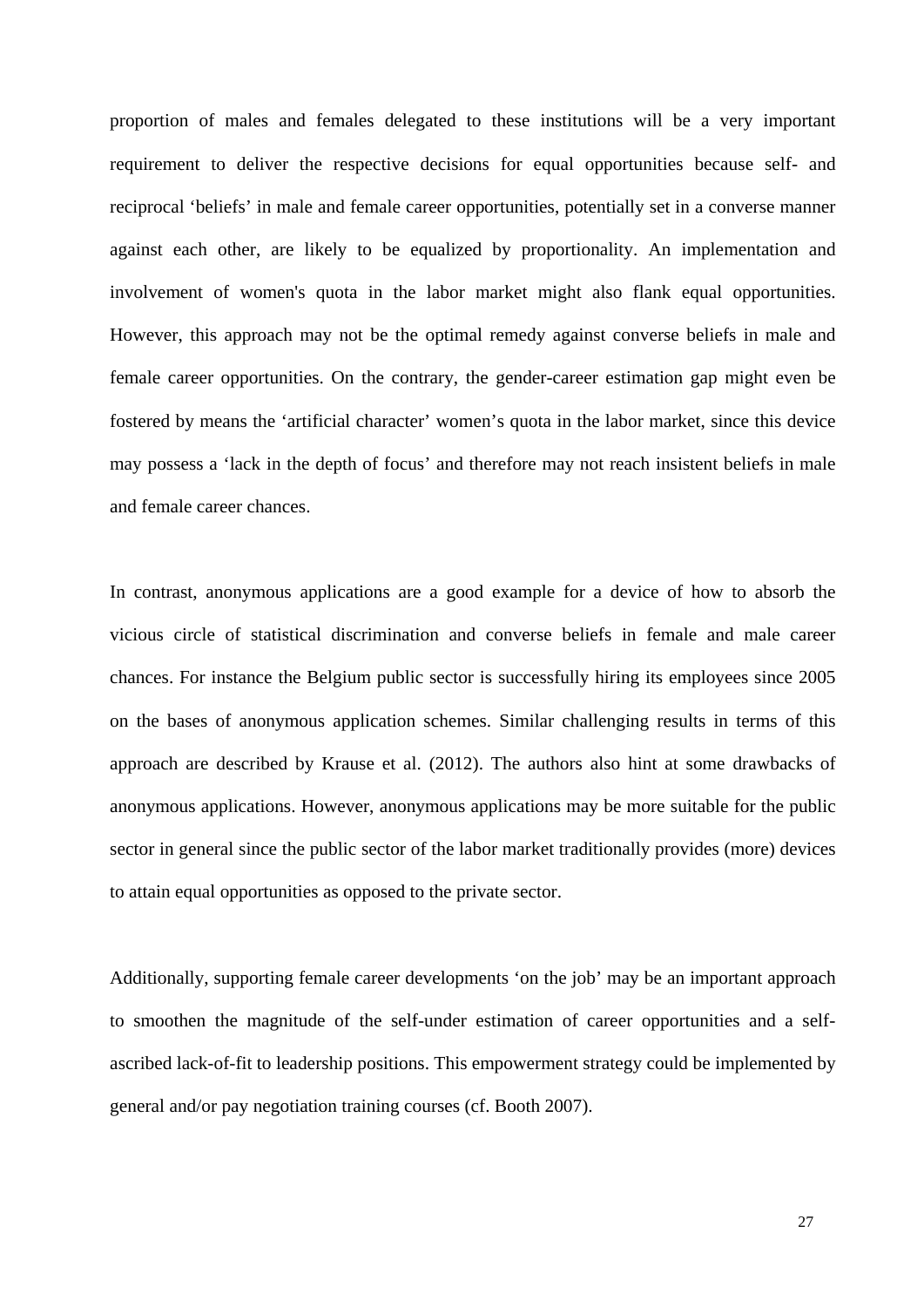proportion of males and females delegated to these institutions will be a very important requirement to deliver the respective decisions for equal opportunities because self- and reciprocal 'beliefs' in male and female career opportunities, potentially set in a converse manner against each other, are likely to be equalized by proportionality. An implementation and involvement of women's quota in the labor market might also flank equal opportunities. However, this approach may not be the optimal remedy against converse beliefs in male and female career opportunities. On the contrary, the gender-career estimation gap might even be fostered by means the 'artificial character' women's quota in the labor market, since this device may possess a 'lack in the depth of focus' and therefore may not reach insistent beliefs in male and female career chances.

In contrast, anonymous applications are a good example for a device of how to absorb the vicious circle of statistical discrimination and converse beliefs in female and male career chances. For instance the Belgium public sector is successfully hiring its employees since 2005 on the bases of anonymous application schemes. Similar challenging results in terms of this approach are described by Krause et al. (2012). The authors also hint at some drawbacks of anonymous applications. However, anonymous applications may be more suitable for the public sector in general since the public sector of the labor market traditionally provides (more) devices to attain equal opportunities as opposed to the private sector.

Additionally, supporting female career developments 'on the job' may be an important approach to smoothen the magnitude of the self-under estimation of career opportunities and a self-ascribed lack-of-fit to leadership positions. This empowerment strategy could be implemented by general and/or pay negotiation training courses (cf. Booth 2007).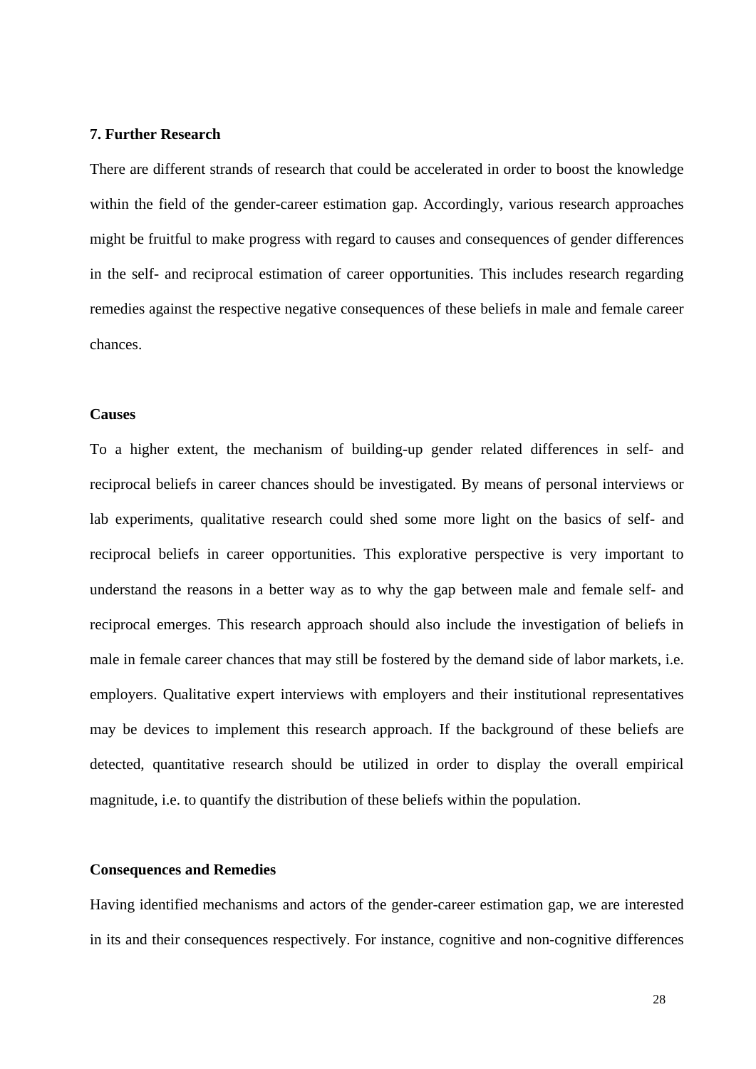## 7. Further Research

There are different strands of research that could be accelerated in order to boost the knowledge within the field of the gender-career estimation gap. Accordingly, various research approaches might be fruitful to make progress with regard to causes and consequences of gender differences in the self- and reciprocal estimation of career opportunities. This includes research regarding remedies against the respective negative consequences of these beliefs in male and female career chances.

### Causes

To a higher extent, the mechanism of building-up gender related differences in self- and reciprocal beliefs in career chances should be investigated. By means of personal interviews or lab experiments, qualitative research could shed some more light on the basics of self- and reciprocal beliefs in career opportunities. This explorative perspective is very important to understand the reasons in a better way as to why the gap between male and female self- and reciprocal emerges. This research approach should also include the investigation of beliefs in male in female career chances that may still be fostered by the demand side of labor markets, i.e. employers. Qualitative expert interviews with employers and their institutional representatives may be devices to implement this research approach. If the background of these beliefs are detected, quantitative research should be utilized in order to display the overall empirical magnitude, i.e. to quantify the distribution of these beliefs within the population.

### Consequences and Remedies

Having identified mechanisms and actors of the gender-career estimation gap, we are interested in its and their consequences respectively. For instance, cognitive and non-cognitive differences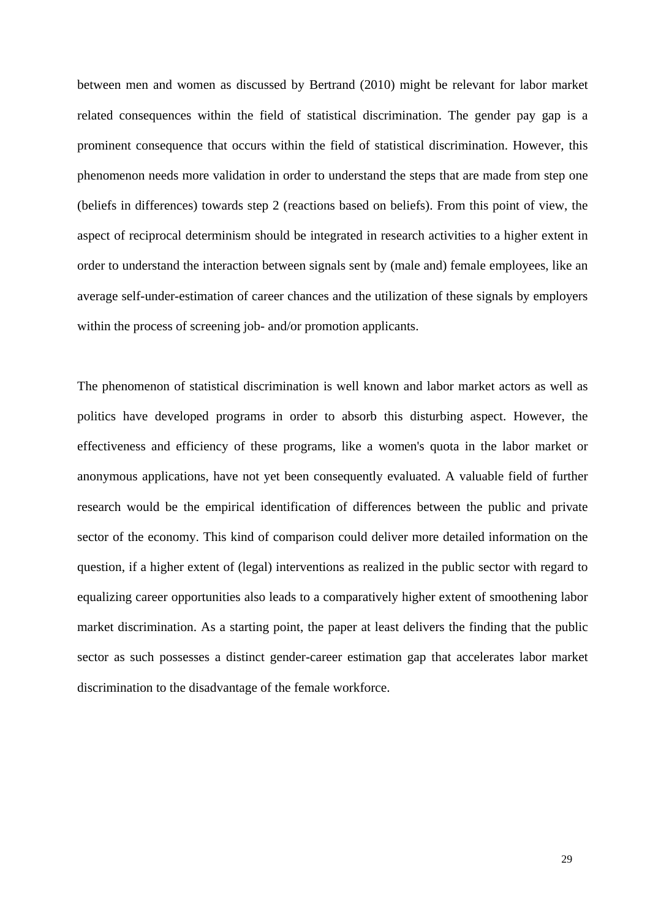between men and women as discussed by Bertrand (2010) might be relevant for labor market related consequences within the field of statistical discrimination. The gender pay gap is a prominent consequence that occurs within the field of statistical discrimination. However, this phenomenon needs more validation in order to understand the steps that are made from step one (beliefs in differences) towards step 2 (reactions based on beliefs). From this point of view, the aspect of reciprocal determinism should be integrated in research activities to a higher extent in order to understand the interaction between signals sent by (male and) female employees, like an average self-under-estimation of career chances and the utilization of these signals by employers within the process of screening job- and/or promotion applicants.

The phenomenon of statistical discrimination is well known and labor market actors as well as politics have developed programs in order to absorb this disturbing aspect. However, the effectiveness and efficiency of these programs, like a women's quota in the labor market or anonymous applications, have not yet been consequently evaluated. A valuable field of further research would be the empirical identification of differences between the public and private sector of the economy. This kind of comparison could deliver more detailed information on the question, if a higher extent of (legal) interventions as realized in the public sector with regard to equalizing career opportunities also leads to a comparatively higher extent of smoothening labor market discrimination. As a starting point, the paper at least delivers the finding that the public sector as such possesses a distinct gender-career estimation gap that accelerates labor market discrimination to the disadvantage of the female workforce.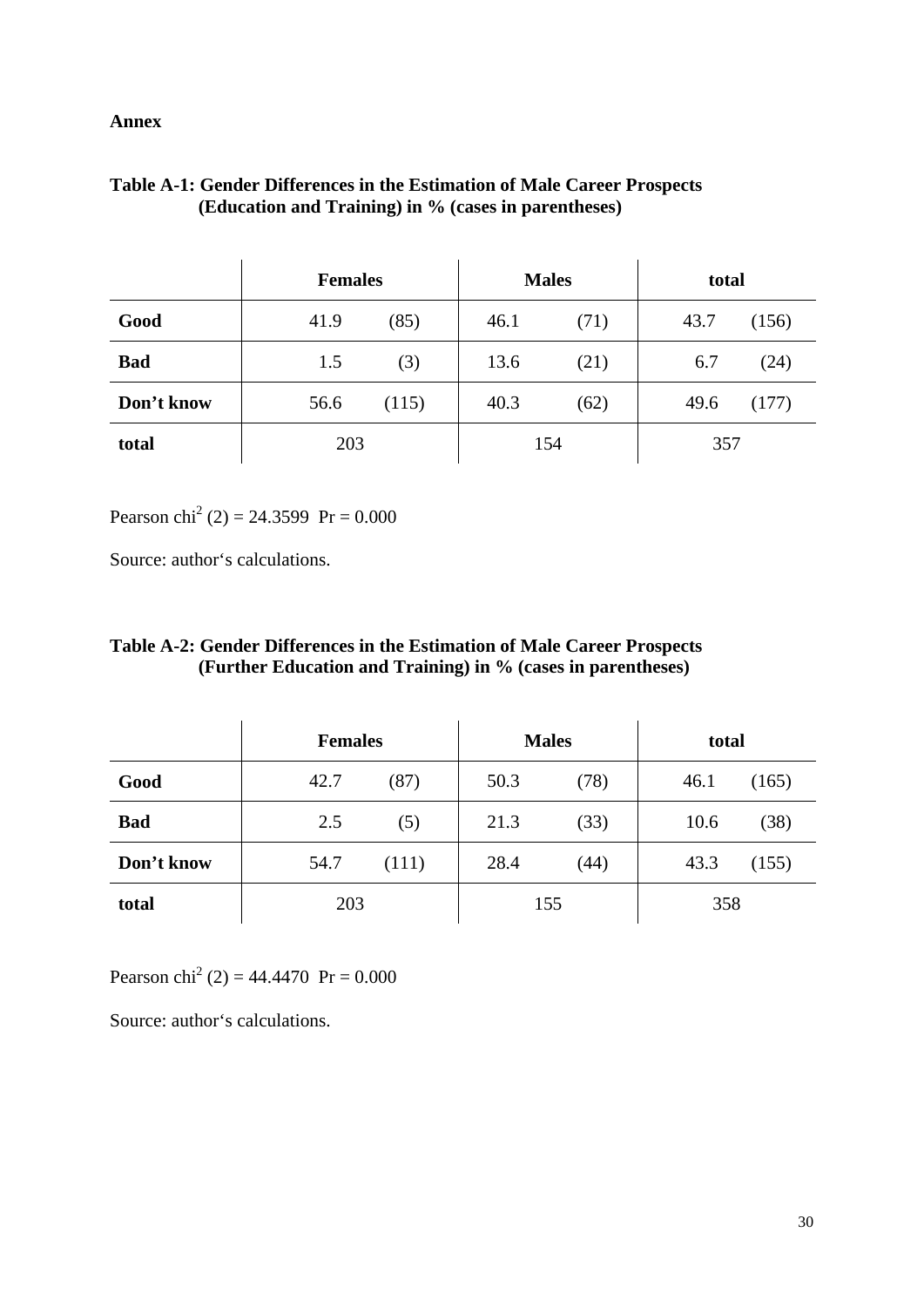## Annex

**Table A-1: Gender Differences in the Estimation of Male Career Prospects (Education and Training) in % (cases in parentheses)**

| | Females | | Males | | total | |
|---|---|---|---|---|---|---|
| **Good** | 41.9 | (85) | 46.1 | (71) | 43.7 | (156) |
| **Bad** | 1.5 | (3) | 13.6 | (21) | 6.7 | (24) |
| **Don't know** | 56.6 | (115) | 40.3 | (62) | 49.6 | (177) |
| **total** | 203 | | 154 | | 357 | |

Pearson $chi^2$ (2) = 24.3599 Pr = 0.000

Source: author's calculations.

**Table A-2: Gender Differences in the Estimation of Male Career Prospects (Further Education and Training) in % (cases in parentheses)**

| | Females | | Males | | total | |
|---|---|---|---|---|---|---|
| **Good** | 42.7 | (87) | 50.3 | (78) | 46.1 | (165) |
| **Bad** | 2.5 | (5) | 21.3 | (33) | 10.6 | (38) |
| **Don't know** | 54.7 | (111) | 28.4 | (44) | 43.3 | (155) |
| **total** | 203 | | 155 | | 358 | |

Pearson $chi^2$ (2) = 44.4470 Pr = 0.000

Source: author's calculations.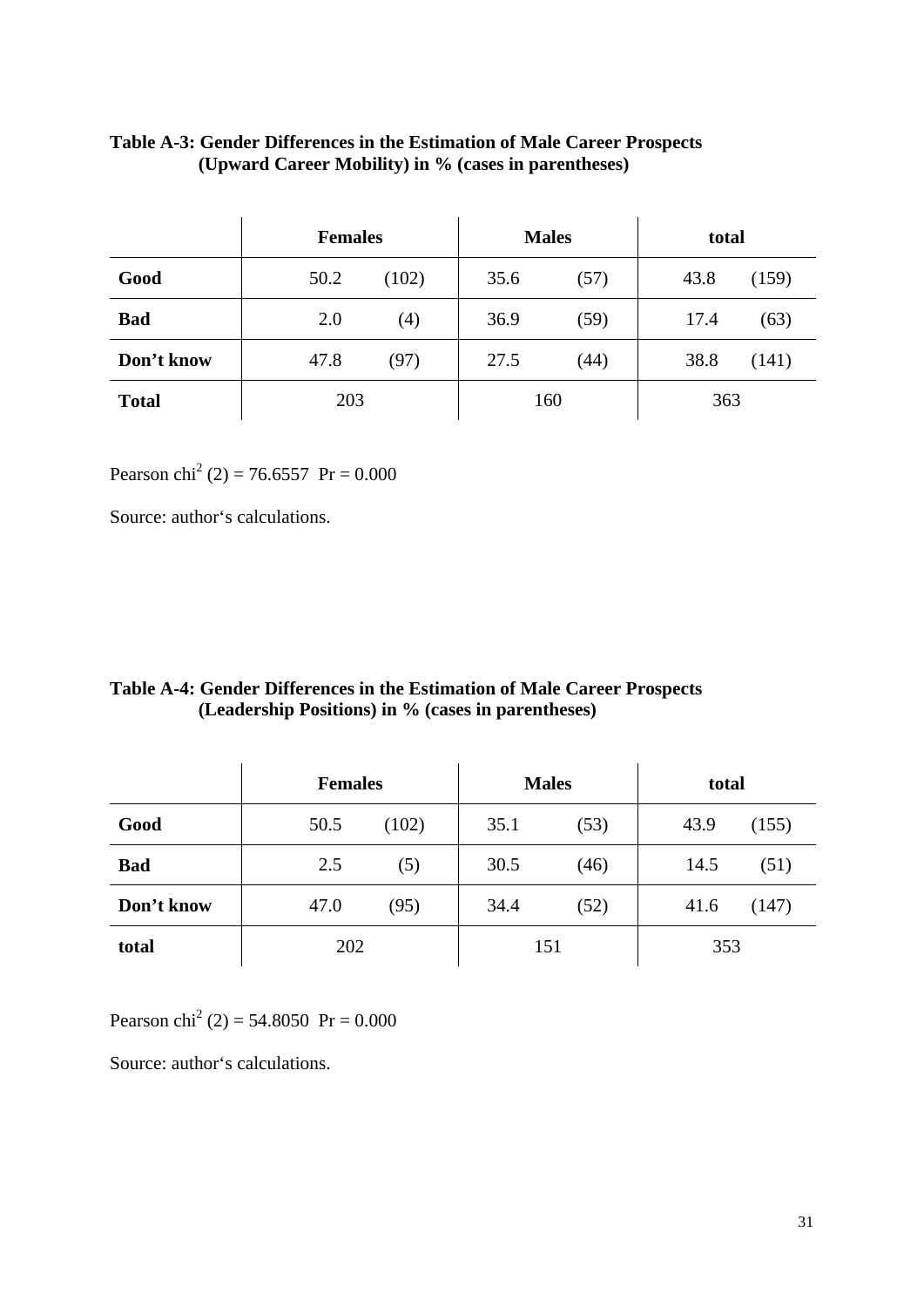**Table A-3: Gender Differences in the Estimation of Male Career Prospects (Upward Career Mobility) in % (cases in parentheses)**

| | Females | | Males | | total | |
|---|---|---|---|---|---|---|
| **Good** | 50.2 | (102) | 35.6 | (57) | 43.8 | (159) |
| **Bad** | 2.0 | (4) | 36.9 | (59) | 17.4 | (63) |
| **Don't know** | 47.8 | (97) | 27.5 | (44) | 38.8 | (141) |
| **Total** | 203 | | 160 | | 363 | |

Pearson $\text{chi}^2$ (2) = 76.6557 Pr = 0.000

Source: author's calculations.

**Table A-4: Gender Differences in the Estimation of Male Career Prospects (Leadership Positions) in % (cases in parentheses)**

| | Females | | Males | | total | |
|---|---|---|---|---|---|---|
| **Good** | 50.5 | (102) | 35.1 | (53) | 43.9 | (155) |
| **Bad** | 2.5 | (5) | 30.5 | (46) | 14.5 | (51) |
| **Don't know** | 47.0 | (95) | 34.4 | (52) | 41.6 | (147) |
| **total** | 202 | | 151 | | 353 | |

Pearson $\text{chi}^2$ (2) = 54.8050 Pr = 0.000

Source: author's calculations.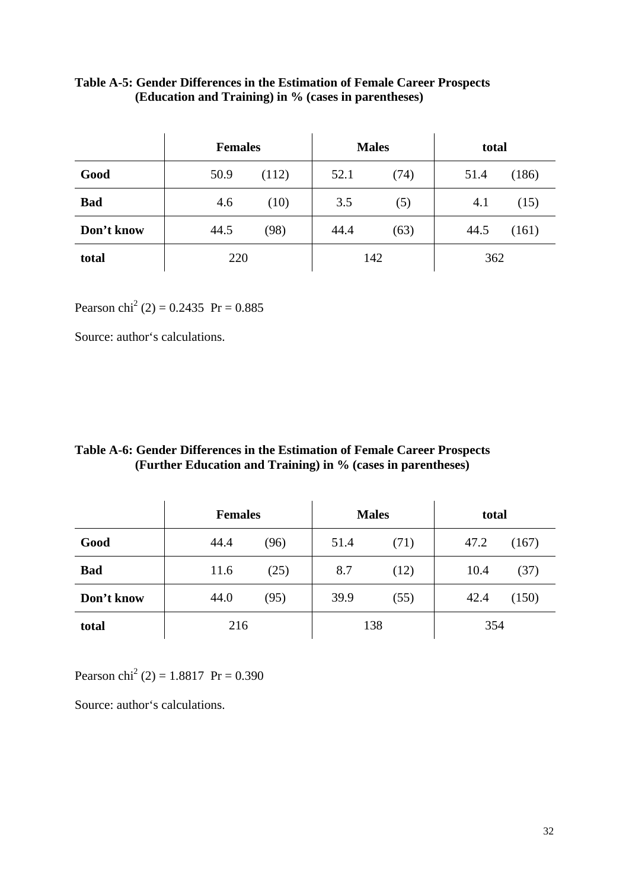**Table A-5: Gender Differences in the Estimation of Female Career Prospects (Education and Training) in % (cases in parentheses)**

| | Females | | Males | | total | |
|---|---|---|---|---|---|---|
| **Good** | 50.9 | (112) | 52.1 | (74) | 51.4 | (186) |
| **Bad** | 4.6 | (10) | 3.5 | (5) | 4.1 | (15) |
| **Don't know** | 44.5 | (98) | 44.4 | (63) | 44.5 | (161) |
| **total** | 220 | | 142 | | 362 | |

Pearson $chi^2$ (2) = 0.2435  Pr = 0.885

Source: author's calculations.

**Table A-6: Gender Differences in the Estimation of Female Career Prospects (Further Education and Training) in % (cases in parentheses)**

| | Females | | Males | | total | |
|---|---|---|---|---|---|---|
| **Good** | 44.4 | (96) | 51.4 | (71) | 47.2 | (167) |
| **Bad** | 11.6 | (25) | 8.7 | (12) | 10.4 | (37) |
| **Don't know** | 44.0 | (95) | 39.9 | (55) | 42.4 | (150) |
| **total** | 216 | | 138 | | 354 | |

Pearson $chi^2$ (2) = 1.8817  Pr = 0.390

Source: author's calculations.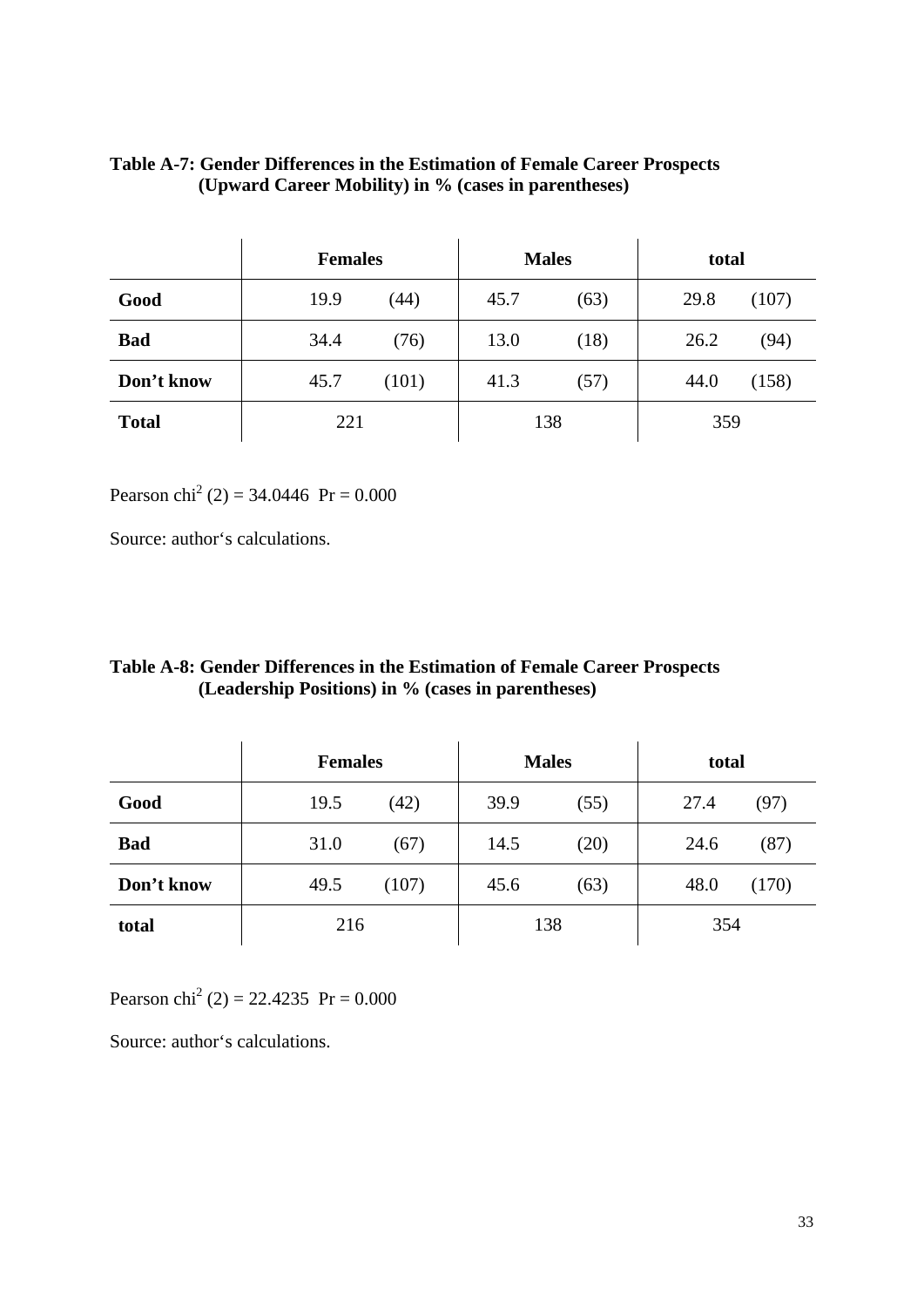**Table A-7: Gender Differences in the Estimation of Female Career Prospects (Upward Career Mobility) in % (cases in parentheses)**

| | Females | | Males | | total | |
|---|---|---|---|---|---|---|
| **Good** | 19.9 | (44) | 45.7 | (63) | 29.8 | (107) |
| **Bad** | 34.4 | (76) | 13.0 | (18) | 26.2 | (94) |
| **Don't know** | 45.7 | (101) | 41.3 | (57) | 44.0 | (158) |
| **Total** | 221 | | 138 | | 359 | |

Pearson $chi^2$ (2) = 34.0446 Pr = 0.000

Source: author's calculations.

**Table A-8: Gender Differences in the Estimation of Female Career Prospects (Leadership Positions) in % (cases in parentheses)**

| | Females | | Males | | total | |
|---|---|---|---|---|---|---|
| **Good** | 19.5 | (42) | 39.9 | (55) | 27.4 | (97) |
| **Bad** | 31.0 | (67) | 14.5 | (20) | 24.6 | (87) |
| **Don't know** | 49.5 | (107) | 45.6 | (63) | 48.0 | (170) |
| **total** | 216 | | 138 | | 354 | |

Pearson $chi^2$ (2) = 22.4235 Pr = 0.000

Source: author's calculations.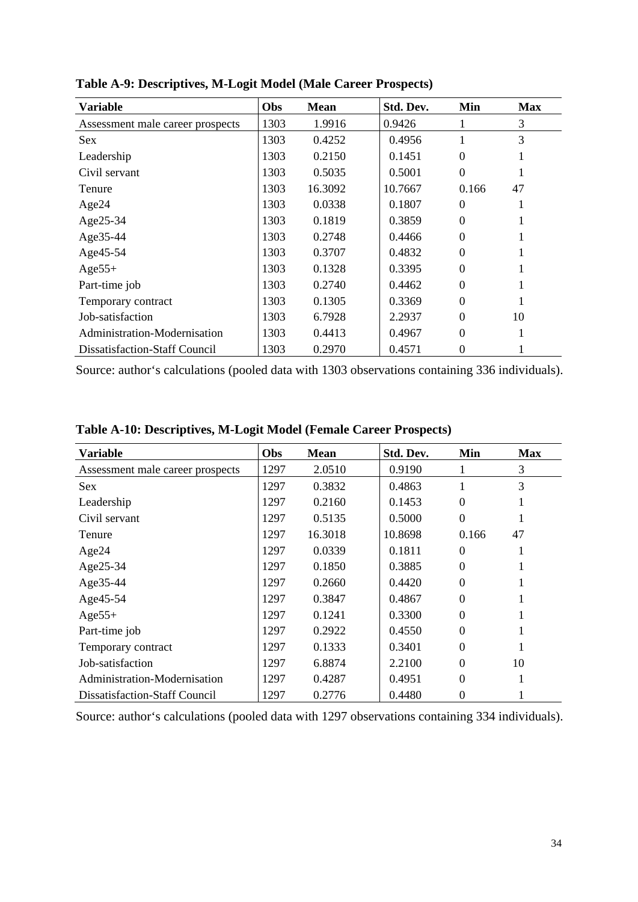**Table A-9: Descriptives, M-Logit Model (Male Career Prospects)**

| Variable | Obs | Mean | Std. Dev. | Min | Max |
|---|---|---|---|---|---|
| Assessment male career prospects | 1303 | 1.9916 | 0.9426 | 1 | 3 |
| Sex | 1303 | 0.4252 | 0.4956 | 1 | 3 |
| Leadership | 1303 | 0.2150 | 0.1451 | 0 | 1 |
| Civil servant | 1303 | 0.5035 | 0.5001 | 0 | 1 |
| Tenure | 1303 | 16.3092 | 10.7667 | 0.166 | 47 |
| Age24 | 1303 | 0.0338 | 0.1807 | 0 | 1 |
| Age25-34 | 1303 | 0.1819 | 0.3859 | 0 | 1 |
| Age35-44 | 1303 | 0.2748 | 0.4466 | 0 | 1 |
| Age45-54 | 1303 | 0.3707 | 0.4832 | 0 | 1 |
| Age55+ | 1303 | 0.1328 | 0.3395 | 0 | 1 |
| Part-time job | 1303 | 0.2740 | 0.4462 | 0 | 1 |
| Temporary contract | 1303 | 0.1305 | 0.3369 | 0 | 1 |
| Job-satisfaction | 1303 | 6.7928 | 2.2937 | 0 | 10 |
| Administration-Modernisation | 1303 | 0.4413 | 0.4967 | 0 | 1 |
| Dissatisfaction-Staff Council | 1303 | 0.2970 | 0.4571 | 0 | 1 |

Source: author's calculations (pooled data with 1303 observations containing 336 individuals).

**Table A-10: Descriptives, M-Logit Model (Female Career Prospects)**

| Variable | Obs | Mean | Std. Dev. | Min | Max |
|---|---|---|---|---|---|
| Assessment male career prospects | 1297 | 2.0510 | 0.9190 | 1 | 3 |
| Sex | 1297 | 0.3832 | 0.4863 | 1 | 3 |
| Leadership | 1297 | 0.2160 | 0.1453 | 0 | 1 |
| Civil servant | 1297 | 0.5135 | 0.5000 | 0 | 1 |
| Tenure | 1297 | 16.3018 | 10.8698 | 0.166 | 47 |
| Age24 | 1297 | 0.0339 | 0.1811 | 0 | 1 |
| Age25-34 | 1297 | 0.1850 | 0.3885 | 0 | 1 |
| Age35-44 | 1297 | 0.2660 | 0.4420 | 0 | 1 |
| Age45-54 | 1297 | 0.3847 | 0.4867 | 0 | 1 |
| Age55+ | 1297 | 0.1241 | 0.3300 | 0 | 1 |
| Part-time job | 1297 | 0.2922 | 0.4550 | 0 | 1 |
| Temporary contract | 1297 | 0.1333 | 0.3401 | 0 | 1 |
| Job-satisfaction | 1297 | 6.8874 | 2.2100 | 0 | 10 |
| Administration-Modernisation | 1297 | 0.4287 | 0.4951 | 0 | 1 |
| Dissatisfaction-Staff Council | 1297 | 0.2776 | 0.4480 | 0 | 1 |

Source: author's calculations (pooled data with 1297 observations containing 334 individuals).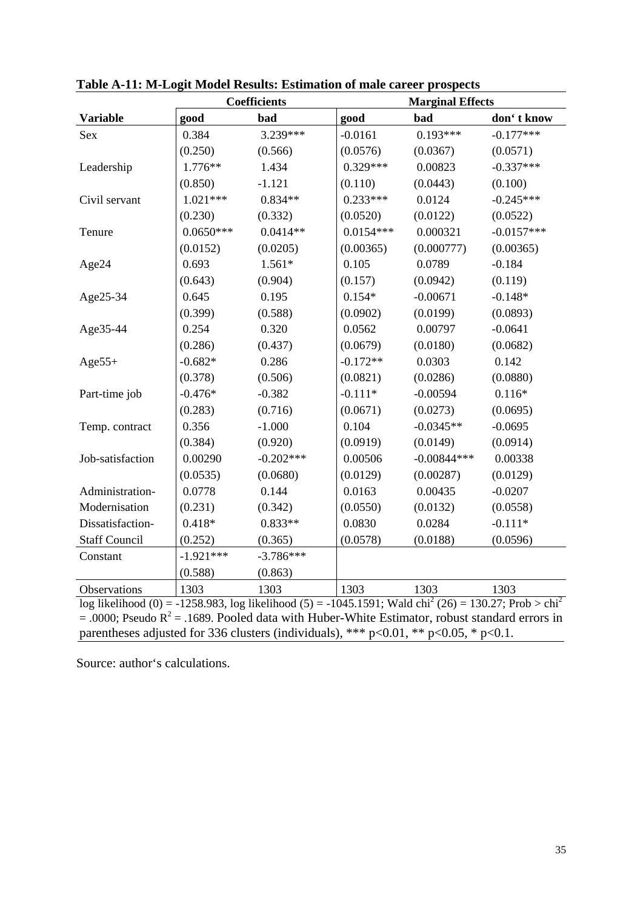**Table A-11: M-Logit Model Results: Estimation of male career prospects**

| | Coefficients | | Marginal Effects | | |
|---|---|---|---|---|---|
| **Variable** | **good** | **bad** | **good** | **bad** | **don' t know** |
| Sex | 0.384 | 3.239*** | -0.0161 | 0.193*** | -0.177*** |
| | (0.250) | (0.566) | (0.0576) | (0.0367) | (0.0571) |
| Leadership | 1.776** | 1.434 | 0.329*** | 0.00823 | -0.337*** |
| | (0.850) | -1.121 | (0.110) | (0.0443) | (0.100) |
| Civil servant | 1.021*** | 0.834** | 0.233*** | 0.0124 | -0.245*** |
| | (0.230) | (0.332) | (0.0520) | (0.0122) | (0.0522) |
| Tenure | 0.0650*** | 0.0414** | 0.0154*** | 0.000321 | -0.0157*** |
| | (0.0152) | (0.0205) | (0.00365) | (0.000777) | (0.00365) |
| Age24 | 0.693 | 1.561* | 0.105 | 0.0789 | -0.184 |
| | (0.643) | (0.904) | (0.157) | (0.0942) | (0.119) |
| Age25-34 | 0.645 | 0.195 | 0.154* | -0.00671 | -0.148* |
| | (0.399) | (0.588) | (0.0902) | (0.0199) | (0.0893) |
| Age35-44 | 0.254 | 0.320 | 0.0562 | 0.00797 | -0.0641 |
| | (0.286) | (0.437) | (0.0679) | (0.0180) | (0.0682) |
| Age55+ | -0.682* | 0.286 | -0.172** | 0.0303 | 0.142 |
| | (0.378) | (0.506) | (0.0821) | (0.0286) | (0.0880) |
| Part-time job | -0.476* | -0.382 | -0.111* | -0.00594 | 0.116* |
| | (0.283) | (0.716) | (0.0671) | (0.0273) | (0.0695) |
| Temp. contract | 0.356 | -1.000 | 0.104 | -0.0345** | -0.0695 |
| | (0.384) | (0.920) | (0.0919) | (0.0149) | (0.0914) |
| Job-satisfaction | 0.00290 | -0.202*** | 0.00506 | -0.00844*** | 0.00338 |
| | (0.0535) | (0.0680) | (0.0129) | (0.00287) | (0.0129) |
| Administration-Modernisation | 0.0778 | 0.144 | 0.0163 | 0.00435 | -0.0207 |
| | (0.231) | (0.342) | (0.0550) | (0.0132) | (0.0558) |
| Dissatisfaction-Staff Council | 0.418* | 0.833** | 0.0830 | 0.0284 | -0.111* |
| | (0.252) | (0.365) | (0.0578) | (0.0188) | (0.0596) |
| Constant | -1.921*** | -3.786*** | | | |
| | (0.588) | (0.863) | | | |
| Observations | 1303 | 1303 | 1303 | 1303 | 1303 |

log likelihood (0) = -1258.983, log likelihood (5) = -1045.1591; Wald $chi^2$ (26) = 130.27; Prob > $chi^2$ = .0000; Pseudo $R^2$ = .1689. Pooled data with Huber-White Estimator, robust standard errors in parentheses adjusted for 336 clusters (individuals), *** p<0.01, ** p<0.05, * p<0.1.

Source: author's calculations.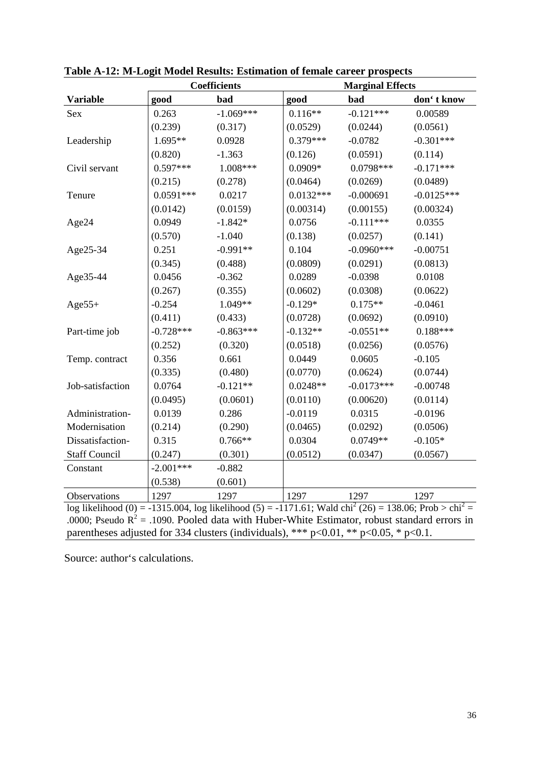**Table A-12: M-Logit Model Results: Estimation of female career prospects**

| | Coefficients | | Marginal Effects | | |
|---|---|---|---|---|---|
| **Variable** | **good** | **bad** | **good** | **bad** | **don' t know** |
| Sex | 0.263 | -1.069*** | 0.116** | -0.121*** | 0.00589 |
| | (0.239) | (0.317) | (0.0529) | (0.0244) | (0.0561) |
| Leadership | 1.695** | 0.0928 | 0.379*** | -0.0782 | -0.301*** |
| | (0.820) | -1.363 | (0.126) | (0.0591) | (0.114) |
| Civil servant | 0.597*** | 1.008*** | 0.0909* | 0.0798*** | -0.171*** |
| | (0.215) | (0.278) | (0.0464) | (0.0269) | (0.0489) |
| Tenure | 0.0591*** | 0.0217 | 0.0132*** | -0.000691 | -0.0125*** |
| | (0.0142) | (0.0159) | (0.00314) | (0.00155) | (0.00324) |
| Age24 | 0.0949 | -1.842* | 0.0756 | -0.111*** | 0.0355 |
| | (0.570) | -1.040 | (0.138) | (0.0257) | (0.141) |
| Age25-34 | 0.251 | -0.991** | 0.104 | -0.0960*** | -0.00751 |
| | (0.345) | (0.488) | (0.0809) | (0.0291) | (0.0813) |
| Age35-44 | 0.0456 | -0.362 | 0.0289 | -0.0398 | 0.0108 |
| | (0.267) | (0.355) | (0.0602) | (0.0308) | (0.0622) |
| Age55+ | -0.254 | 1.049** | -0.129* | 0.175** | -0.0461 |
| | (0.411) | (0.433) | (0.0728) | (0.0692) | (0.0910) |
| Part-time job | -0.728*** | -0.863*** | -0.132** | -0.0551** | 0.188*** |
| | (0.252) | (0.320) | (0.0518) | (0.0256) | (0.0576) |
| Temp. contract | 0.356 | 0.661 | 0.0449 | 0.0605 | -0.105 |
| | (0.335) | (0.480) | (0.0770) | (0.0624) | (0.0744) |
| Job-satisfaction | 0.0764 | -0.121** | 0.0248** | -0.0173*** | -0.00748 |
| | (0.0495) | (0.0601) | (0.0110) | (0.00620) | (0.0114) |
| Administration- | 0.0139 | 0.286 | -0.0119 | 0.0315 | -0.0196 |
| Modernisation | (0.214) | (0.290) | (0.0465) | (0.0292) | (0.0506) |
| Dissatisfaction- | 0.315 | 0.766** | 0.0304 | 0.0749** | -0.105* |
| Staff Council | (0.247) | (0.301) | (0.0512) | (0.0347) | (0.0567) |
| Constant | -2.001*** | -0.882 | | | |
| | (0.538) | (0.601) | | | |
| Observations | 1297 | 1297 | 1297 | 1297 | 1297 |

log likelihood (0) = -1315.004, log likelihood (5) = -1171.61; Wald $chi^2$ (26) = 138.06; Prob > $chi^2$ = .0000; Pseudo $R^2$ = .1090. Pooled data with Huber-White Estimator, robust standard errors in parentheses adjusted for 334 clusters (individuals), *** p<0.01, ** p<0.05, * p<0.1.

Source: author's calculations.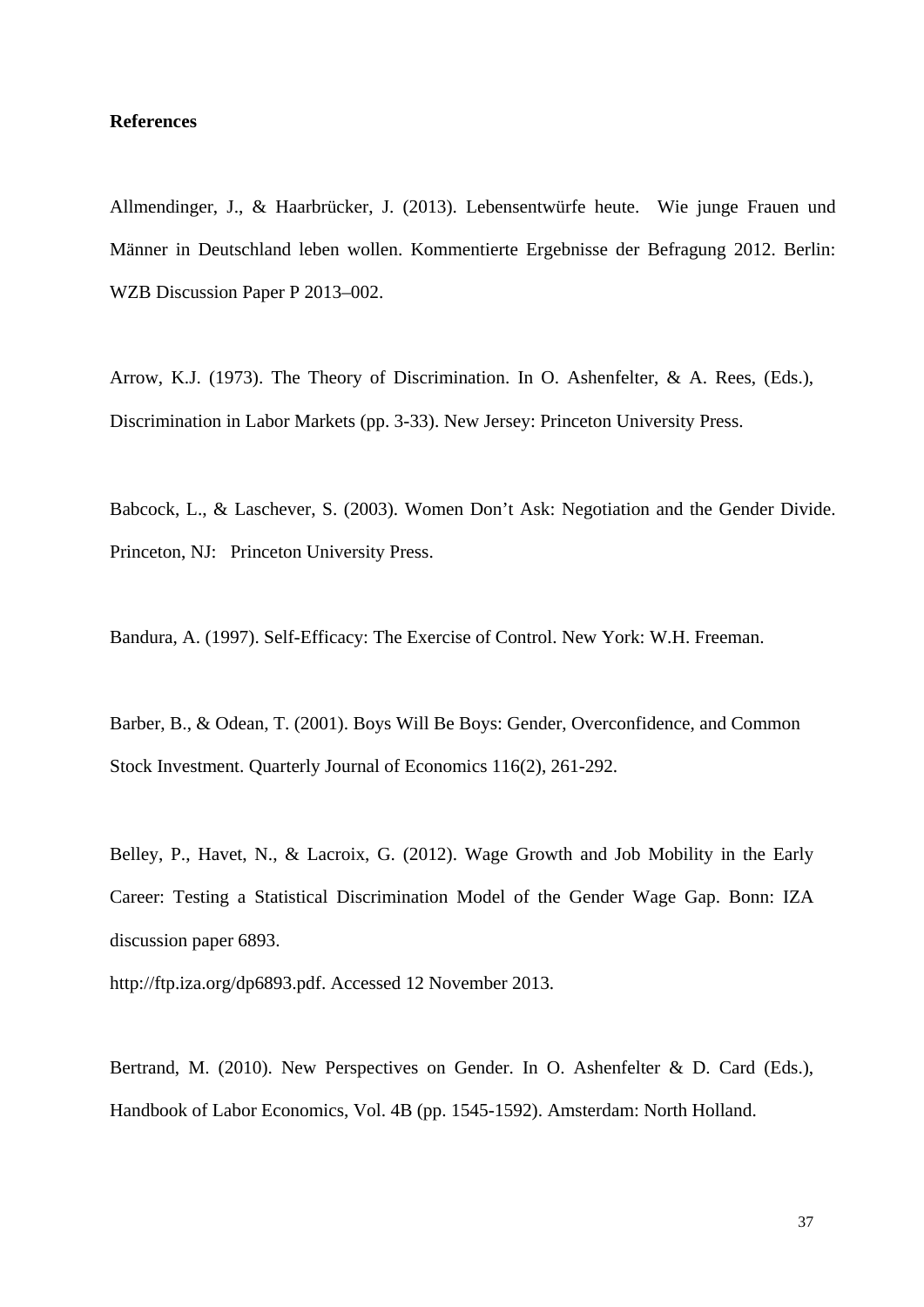**References**

Allmendinger, J., & Haarbrücker, J. (2013). Lebensentwürfe heute. Wie junge Frauen und Männer in Deutschland leben wollen. Kommentierte Ergebnisse der Befragung 2012. Berlin: WZB Discussion Paper P 2013–002.

Arrow, K.J. (1973). The Theory of Discrimination. In O. Ashenfelter, & A. Rees, (Eds.), Discrimination in Labor Markets (pp. 3-33). New Jersey: Princeton University Press.

Babcock, L., & Laschever, S. (2003). Women Don't Ask: Negotiation and the Gender Divide. Princeton, NJ: Princeton University Press.

Bandura, A. (1997). Self-Efficacy: The Exercise of Control. New York: W.H. Freeman.

Barber, B., & Odean, T. (2001). Boys Will Be Boys: Gender, Overconfidence, and Common Stock Investment. Quarterly Journal of Economics 116(2), 261-292.

Belley, P., Havet, N., & Lacroix, G. (2012). Wage Growth and Job Mobility in the Early Career: Testing a Statistical Discrimination Model of the Gender Wage Gap. Bonn: IZA discussion paper 6893.
http://ftp.iza.org/dp6893.pdf. Accessed 12 November 2013.

Bertrand, M. (2010). New Perspectives on Gender. In O. Ashenfelter & D. Card (Eds.), Handbook of Labor Economics, Vol. 4B (pp. 1545-1592). Amsterdam: North Holland.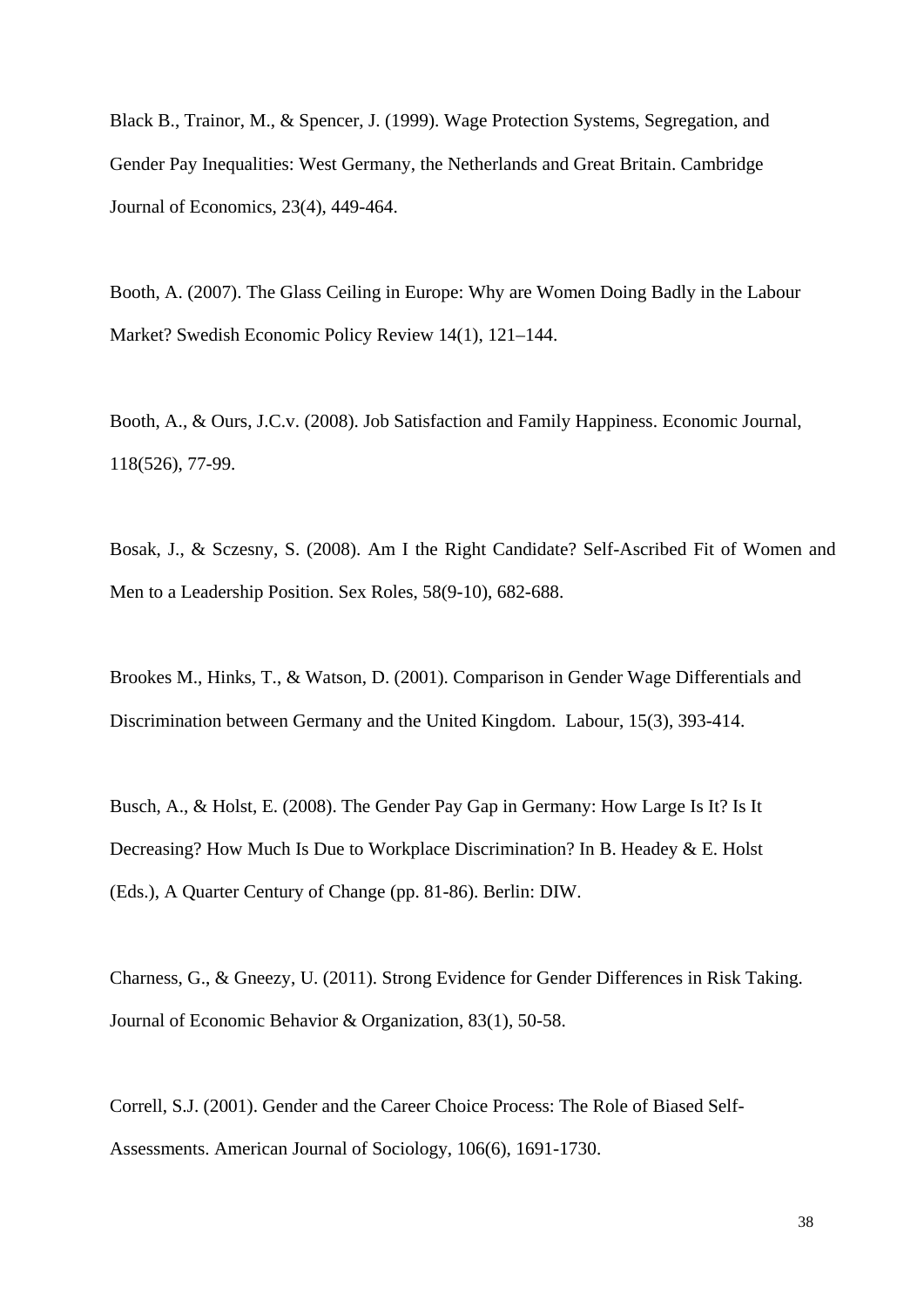Black B., Trainor, M., & Spencer, J. (1999). Wage Protection Systems, Segregation, and Gender Pay Inequalities: West Germany, the Netherlands and Great Britain. Cambridge Journal of Economics, 23(4), 449-464.

Booth, A. (2007). The Glass Ceiling in Europe: Why are Women Doing Badly in the Labour Market? Swedish Economic Policy Review 14(1), 121–144.

Booth, A., & Ours, J.C.v. (2008). Job Satisfaction and Family Happiness. Economic Journal, 118(526), 77-99.

Bosak, J., & Sczesny, S. (2008). Am I the Right Candidate? Self-Ascribed Fit of Women and Men to a Leadership Position. Sex Roles, 58(9-10), 682-688.

Brookes M., Hinks, T., & Watson, D. (2001). Comparison in Gender Wage Differentials and Discrimination between Germany and the United Kingdom. Labour, 15(3), 393-414.

Busch, A., & Holst, E. (2008). The Gender Pay Gap in Germany: How Large Is It? Is It Decreasing? How Much Is Due to Workplace Discrimination? In B. Headey & E. Holst (Eds.), A Quarter Century of Change (pp. 81-86). Berlin: DIW.

Charness, G., & Gneezy, U. (2011). Strong Evidence for Gender Differences in Risk Taking. Journal of Economic Behavior & Organization, 83(1), 50-58.

Correll, S.J. (2001). Gender and the Career Choice Process: The Role of Biased Self-Assessments. American Journal of Sociology, 106(6), 1691-1730.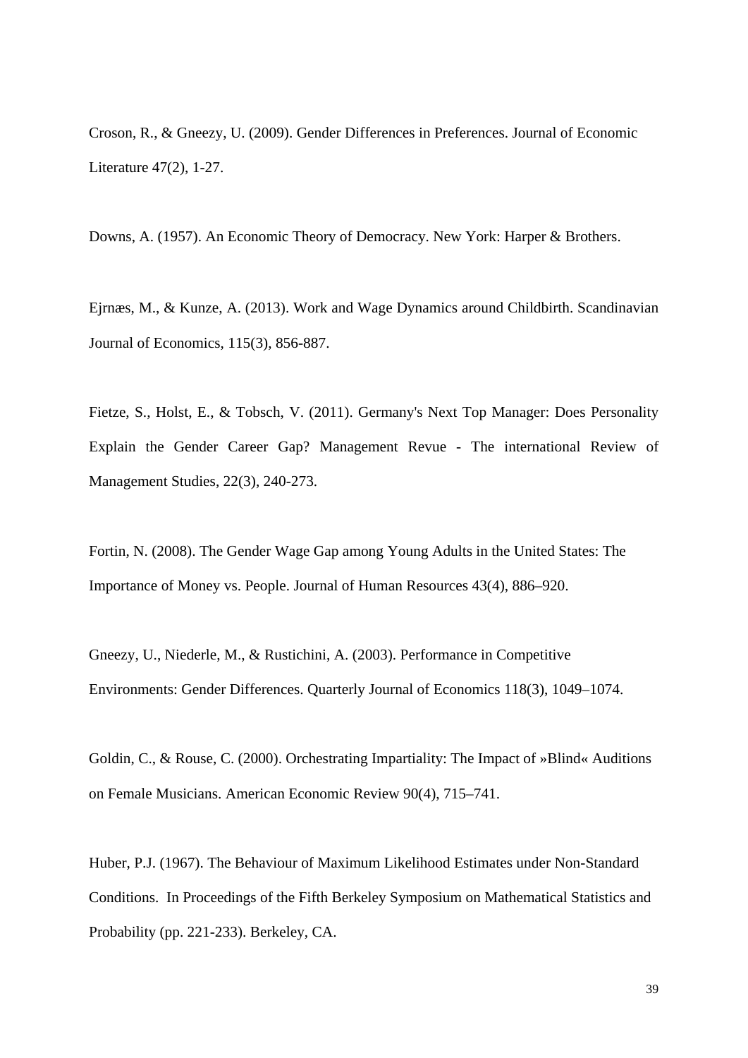Croson, R., & Gneezy, U. (2009). Gender Differences in Preferences. Journal of Economic Literature 47(2), 1-27.

Downs, A. (1957). An Economic Theory of Democracy. New York: Harper & Brothers.

Ejrnæs, M., & Kunze, A. (2013). Work and Wage Dynamics around Childbirth. Scandinavian Journal of Economics, 115(3), 856-887.

Fietze, S., Holst, E., & Tobsch, V. (2011). Germany's Next Top Manager: Does Personality Explain the Gender Career Gap? Management Revue - The international Review of Management Studies, 22(3), 240-273.

Fortin, N. (2008). The Gender Wage Gap among Young Adults in the United States: The Importance of Money vs. People. Journal of Human Resources 43(4), 886–920.

Gneezy, U., Niederle, M., & Rustichini, A. (2003). Performance in Competitive Environments: Gender Differences. Quarterly Journal of Economics 118(3), 1049–1074.

Goldin, C., & Rouse, C. (2000). Orchestrating Impartiality: The Impact of »Blind« Auditions on Female Musicians. American Economic Review 90(4), 715–741.

Huber, P.J. (1967). The Behaviour of Maximum Likelihood Estimates under Non-Standard Conditions. In Proceedings of the Fifth Berkeley Symposium on Mathematical Statistics and Probability (pp. 221-233). Berkeley, CA.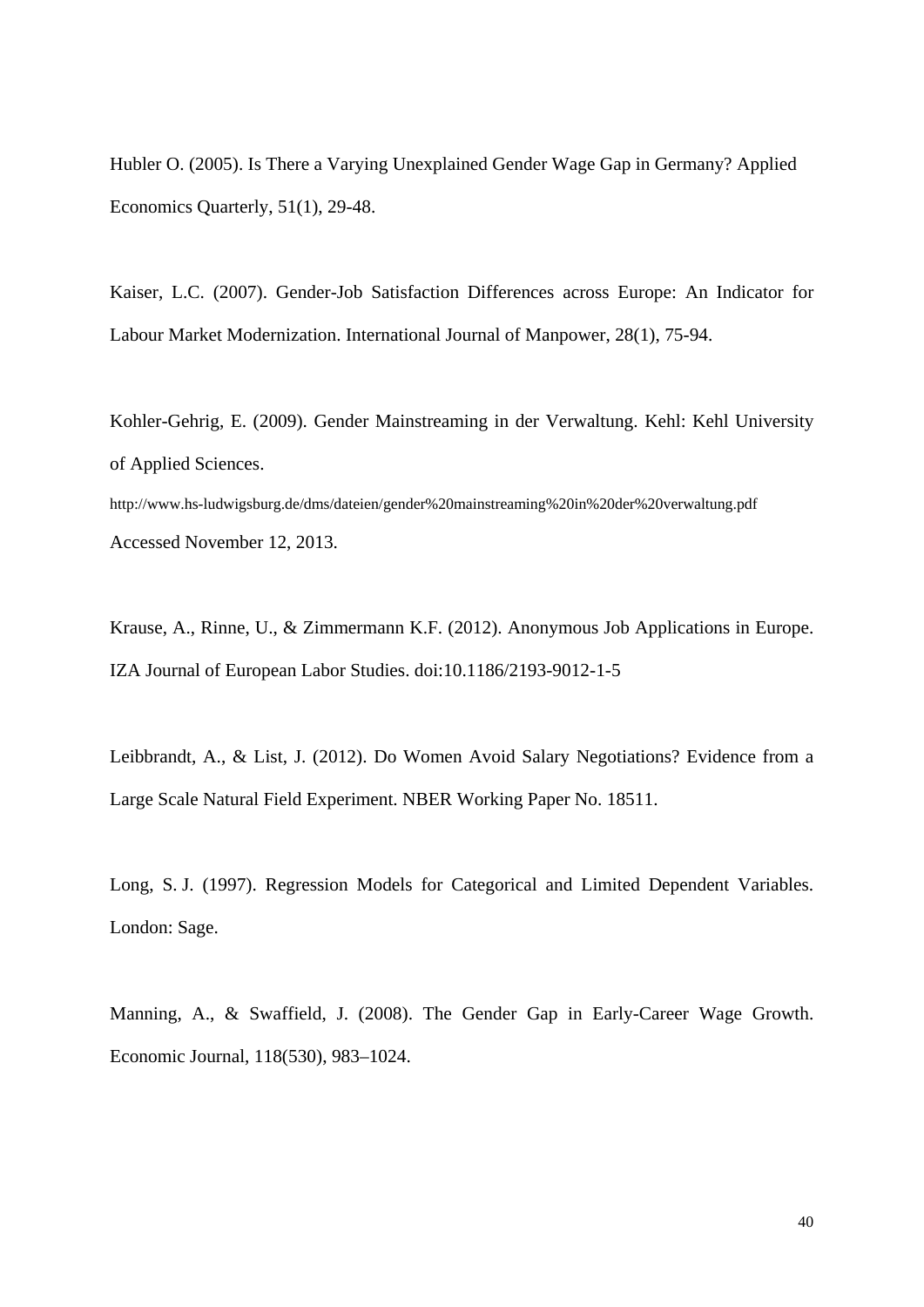Hubler O. (2005). Is There a Varying Unexplained Gender Wage Gap in Germany? Applied Economics Quarterly, 51(1), 29-48.

Kaiser, L.C. (2007). Gender-Job Satisfaction Differences across Europe: An Indicator for Labour Market Modernization. International Journal of Manpower, 28(1), 75-94.

Kohler-Gehrig, E. (2009). Gender Mainstreaming in der Verwaltung. Kehl: Kehl University of Applied Sciences.
http://www.hs-ludwigsburg.de/dms/dateien/gender%20mainstreaming%20in%20der%20verwaltung.pdf
Accessed November 12, 2013.

Krause, A., Rinne, U., & Zimmermann K.F. (2012). Anonymous Job Applications in Europe. IZA Journal of European Labor Studies. doi:10.1186/2193-9012-1-5

Leibbrandt, A., & List, J. (2012). Do Women Avoid Salary Negotiations? Evidence from a Large Scale Natural Field Experiment. NBER Working Paper No. 18511.

Long, S. J. (1997). Regression Models for Categorical and Limited Dependent Variables. London: Sage.

Manning, A., & Swaffield, J. (2008). The Gender Gap in Early-Career Wage Growth. Economic Journal, 118(530), 983–1024.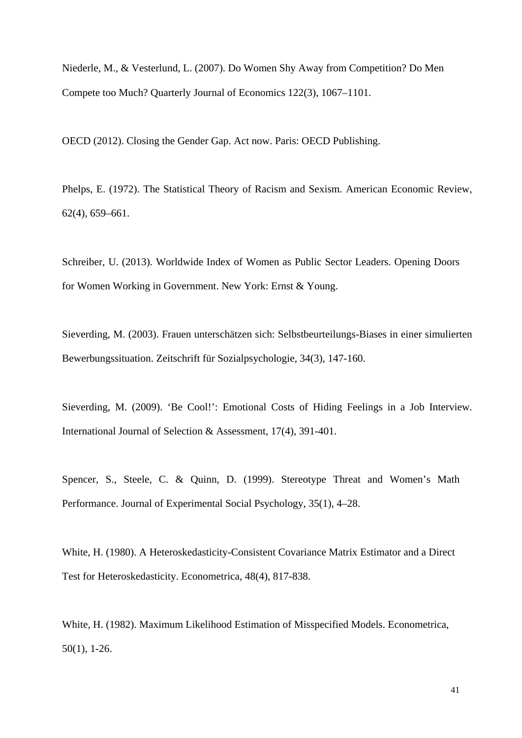Niederle, M., & Vesterlund, L. (2007). Do Women Shy Away from Competition? Do Men Compete too Much? Quarterly Journal of Economics 122(3), 1067–1101.

OECD (2012). Closing the Gender Gap. Act now. Paris: OECD Publishing.

Phelps, E. (1972). The Statistical Theory of Racism and Sexism. American Economic Review, 62(4), 659–661.

Schreiber, U. (2013). Worldwide Index of Women as Public Sector Leaders. Opening Doors for Women Working in Government. New York: Ernst & Young.

Sieverding, M. (2003). Frauen unterschätzen sich: Selbstbeurteilungs-Biases in einer simulierten Bewerbungssituation. Zeitschrift für Sozialpsychologie, 34(3), 147-160.

Sieverding, M. (2009). 'Be Cool!': Emotional Costs of Hiding Feelings in a Job Interview. International Journal of Selection & Assessment, 17(4), 391-401.

Spencer, S., Steele, C. & Quinn, D. (1999). Stereotype Threat and Women's Math Performance. Journal of Experimental Social Psychology, 35(1), 4–28.

White, H. (1980). A Heteroskedasticity-Consistent Covariance Matrix Estimator and a Direct Test for Heteroskedasticity. Econometrica, 48(4), 817-838.

White, H. (1982). Maximum Likelihood Estimation of Misspecified Models. Econometrica, 50(1), 1-26.